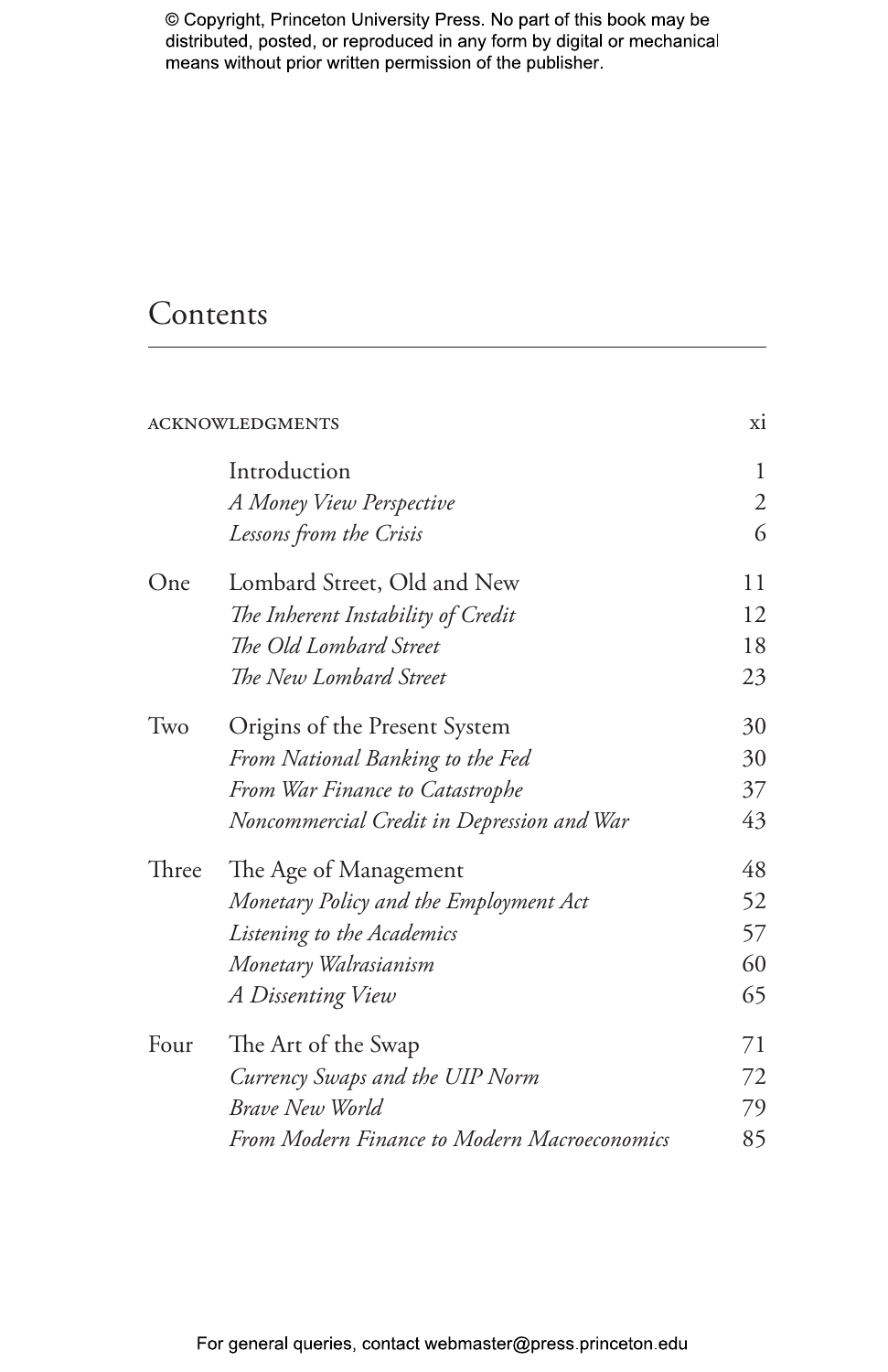© Copyright, Princeton University Press. No part of this book may be distributed, posted, or reproduced in any form by digital or mechanical means without prior written permission of the publisher.

# Contents

| | | |
|---|---|---|
| ACKNOWLEDGMENTS | | xi |
| | Introduction | 1 |
| | *A Money View Perspective* | 2 |
| | *Lessons from the Crisis* | 6 |
| One | Lombard Street, Old and New | 11 |
| | *The Inherent Instability of Credit* | 12 |
| | *The Old Lombard Street* | 18 |
| | *The New Lombard Street* | 23 |
| Two | Origins of the Present System | 30 |
| | *From National Banking to the Fed* | 30 |
| | *From War Finance to Catastrophe* | 37 |
| | *Noncommercial Credit in Depression and War* | 43 |
| Three | The Age of Management | 48 |
| | *Monetary Policy and the Employment Act* | 52 |
| | *Listening to the Academics* | 57 |
| | *Monetary Walrasianism* | 60 |
| | *A Dissenting View* | 65 |
| Four | The Art of the Swap | 71 |
| | *Currency Swaps and the UIP Norm* | 72 |
| | *Brave New World* | 79 |
| | *From Modern Finance to Modern Macroeconomics* | 85 |

For general queries, contact webmaster@press.princeton.edu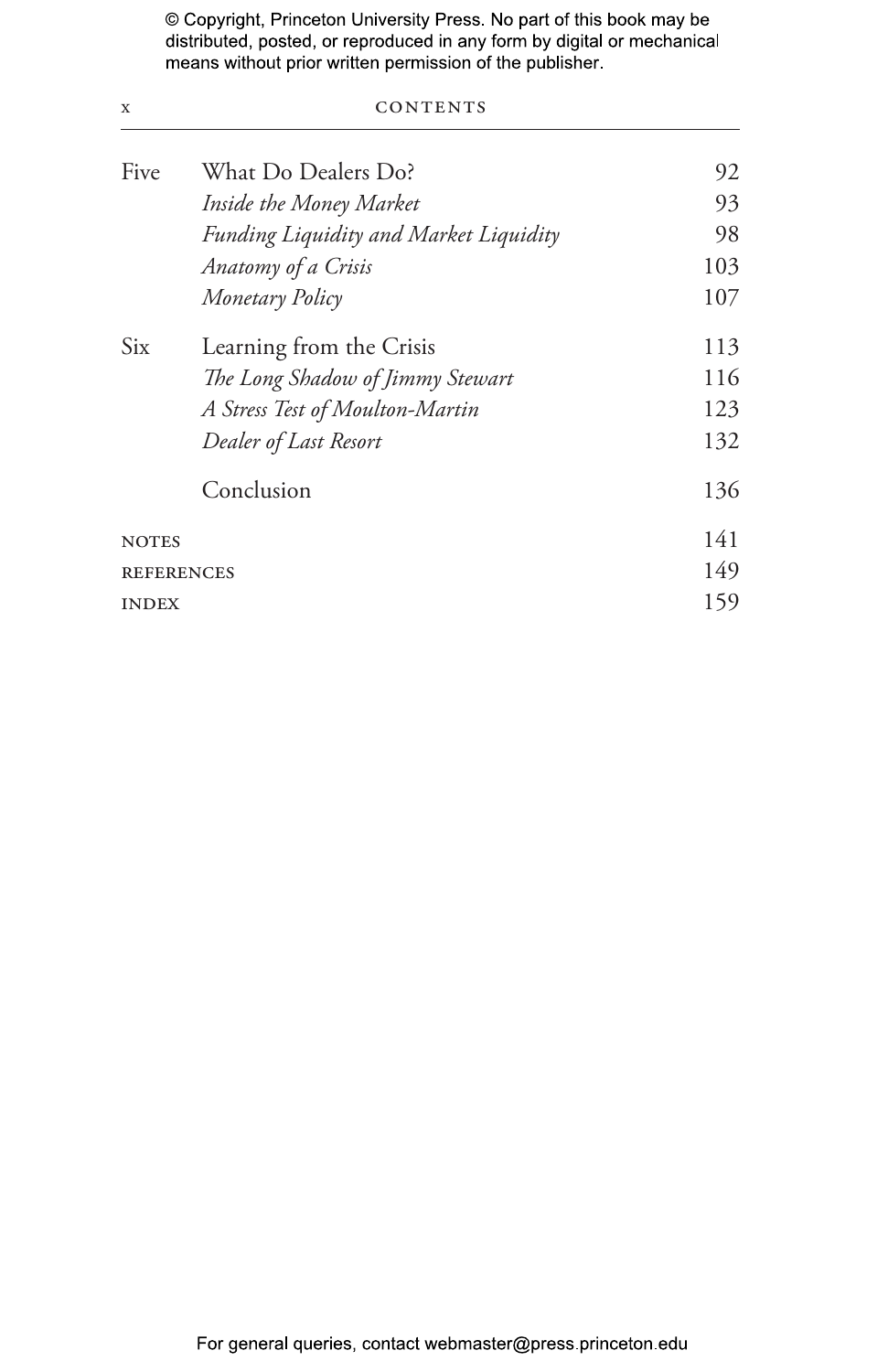| | | |
|---|---|---|
| Five | What Do Dealers Do? | 92 |
| | *Inside the Money Market* | 93 |
| | *Funding Liquidity and Market Liquidity* | 98 |
| | *Anatomy of a Crisis* | 103 |
| | *Monetary Policy* | 107 |
| Six | Learning from the Crisis | 113 |
| | *The Long Shadow of Jimmy Stewart* | 116 |
| | *A Stress Test of Moulton-Martin* | 123 |
| | *Dealer of Last Resort* | 132 |
| | Conclusion | 136 |
| NOTES | | 141 |
| REFERENCES | | 149 |
| INDEX | | 159 |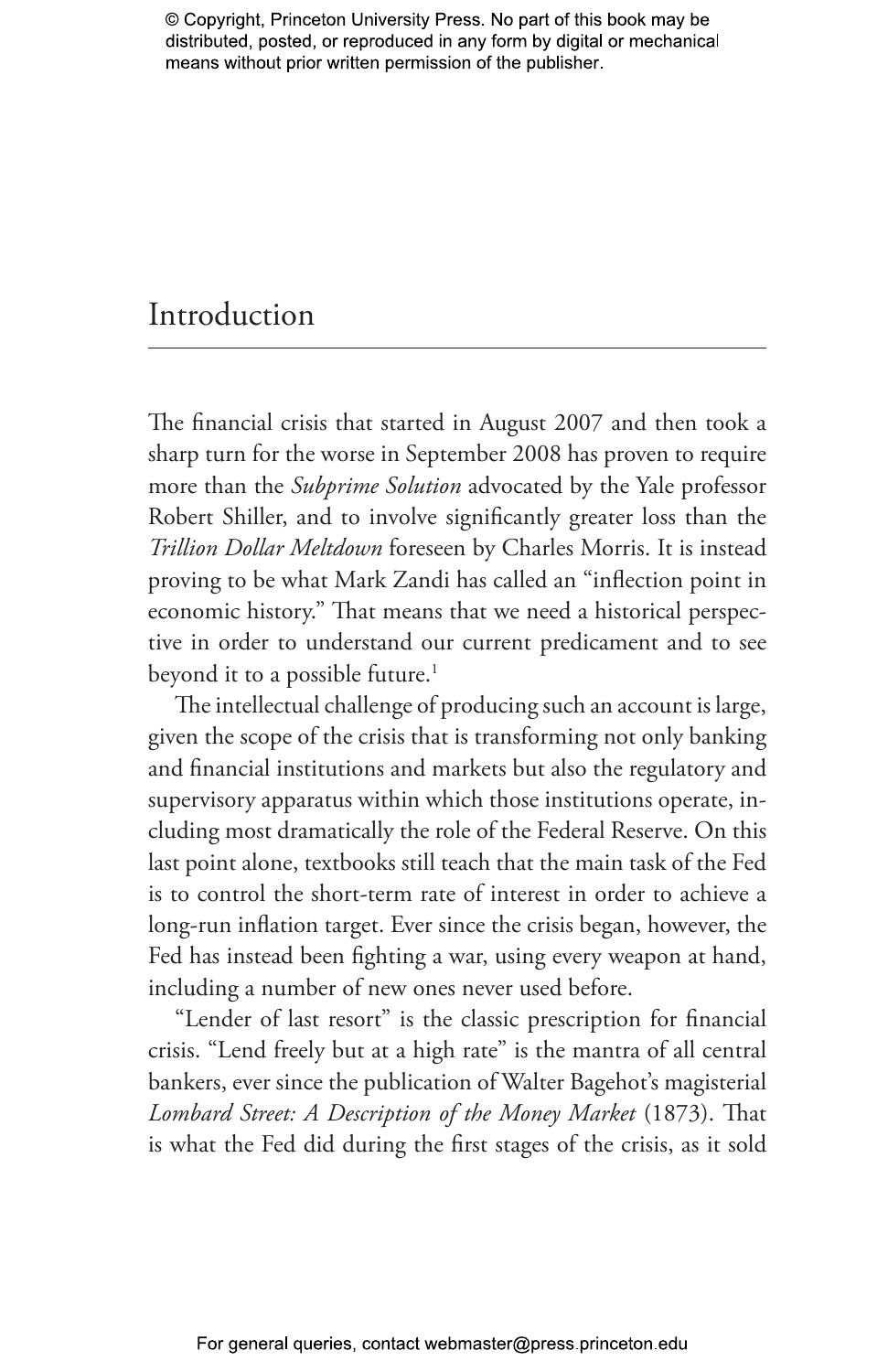# Introduction

The financial crisis that started in August 2007 and then took a sharp turn for the worse in September 2008 has proven to require more than the *Subprime Solution* advocated by the Yale professor Robert Shiller, and to involve significantly greater loss than the *Trillion Dollar Meltdown* foreseen by Charles Morris. It is instead proving to be what Mark Zandi has called an "inflection point in economic history." That means that we need a historical perspective in order to understand our current predicament and to see beyond it to a possible future.[1]

The intellectual challenge of producing such an account is large, given the scope of the crisis that is transforming not only banking and financial institutions and markets but also the regulatory and supervisory apparatus within which those institutions operate, including most dramatically the role of the Federal Reserve. On this last point alone, textbooks still teach that the main task of the Fed is to control the short-term rate of interest in order to achieve a long-run inflation target. Ever since the crisis began, however, the Fed has instead been fighting a war, using every weapon at hand, including a number of new ones never used before.

"Lender of last resort" is the classic prescription for financial crisis. "Lend freely but at a high rate" is the mantra of all central bankers, ever since the publication of Walter Bagehot's magisterial *Lombard Street: A Description of the Money Market* (1873). That is what the Fed did during the first stages of the crisis, as it sold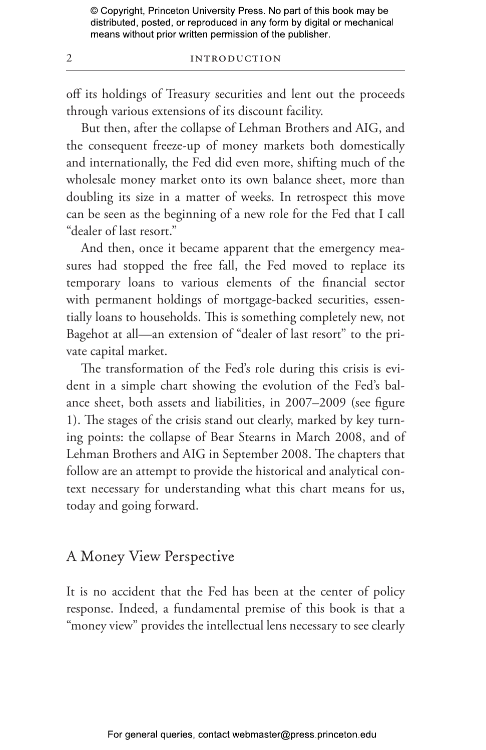off its holdings of Treasury securities and lent out the proceeds through various extensions of its discount facility.

But then, after the collapse of Lehman Brothers and AIG, and the consequent freeze-up of money markets both domestically and internationally, the Fed did even more, shifting much of the wholesale money market onto its own balance sheet, more than doubling its size in a matter of weeks. In retrospect this move can be seen as the beginning of a new role for the Fed that I call "dealer of last resort."

And then, once it became apparent that the emergency measures had stopped the free fall, the Fed moved to replace its temporary loans to various elements of the financial sector with permanent holdings of mortgage-backed securities, essentially loans to households. This is something completely new, not Bagehot at all—an extension of "dealer of last resort" to the private capital market.

The transformation of the Fed's role during this crisis is evident in a simple chart showing the evolution of the Fed's balance sheet, both assets and liabilities, in 2007–2009 (see figure 1). The stages of the crisis stand out clearly, marked by key turning points: the collapse of Bear Stearns in March 2008, and of Lehman Brothers and AIG in September 2008. The chapters that follow are an attempt to provide the historical and analytical context necessary for understanding what this chart means for us, today and going forward.

## A Money View Perspective

It is no accident that the Fed has been at the center of policy response. Indeed, a fundamental premise of this book is that a "money view" provides the intellectual lens necessary to see clearly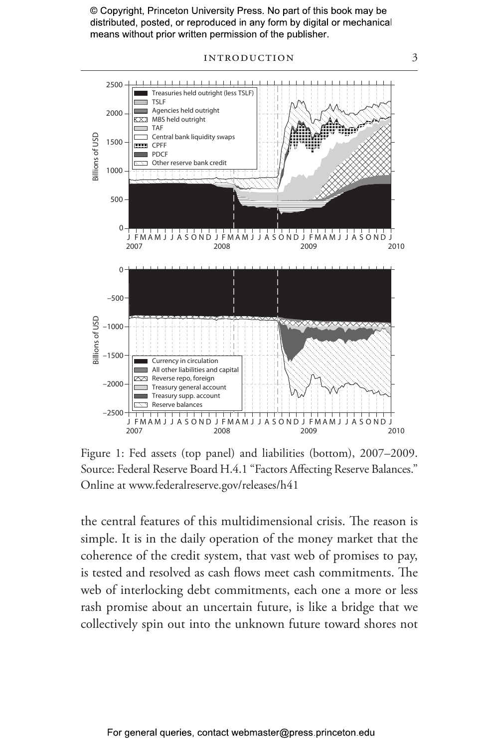Figure 1: Fed assets (top panel) and liabilities (bottom), 2007–2009. Source: Federal Reserve Board H.4.1 "Factors Affecting Reserve Balances." Online at www.federalreserve.gov/releases/h41

the central features of this multidimensional crisis. The reason is simple. It is in the daily operation of the money market that the coherence of the credit system, that vast web of promises to pay, is tested and resolved as cash flows meet cash commitments. The web of interlocking debt commitments, each one a more or less rash promise about an uncertain future, is like a bridge that we collectively spin out into the unknown future toward shores not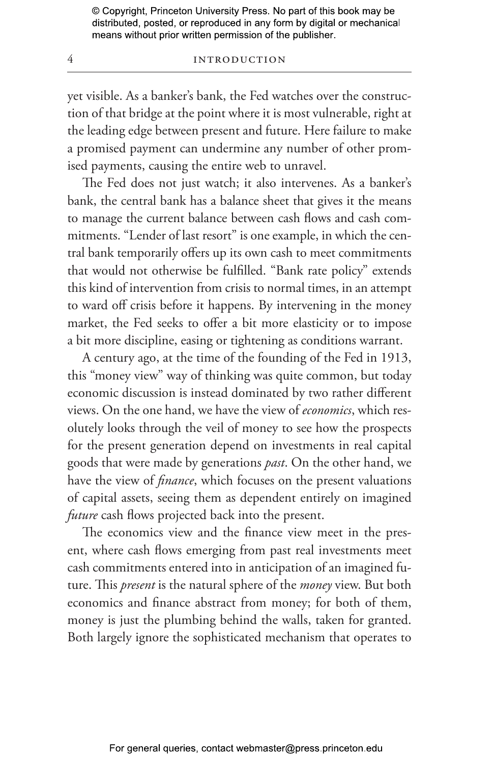yet visible. As a banker's bank, the Fed watches over the construction of that bridge at the point where it is most vulnerable, right at the leading edge between present and future. Here failure to make a promised payment can undermine any number of other promised payments, causing the entire web to unravel.

The Fed does not just watch; it also intervenes. As a banker's bank, the central bank has a balance sheet that gives it the means to manage the current balance between cash flows and cash commitments. "Lender of last resort" is one example, in which the central bank temporarily offers up its own cash to meet commitments that would not otherwise be fulfilled. "Bank rate policy" extends this kind of intervention from crisis to normal times, in an attempt to ward off crisis before it happens. By intervening in the money market, the Fed seeks to offer a bit more elasticity or to impose a bit more discipline, easing or tightening as conditions warrant.

A century ago, at the time of the founding of the Fed in 1913, this "money view" way of thinking was quite common, but today economic discussion is instead dominated by two rather different views. On the one hand, we have the view of *economics*, which resolutely looks through the veil of money to see how the prospects for the present generation depend on investments in real capital goods that were made by generations *past*. On the other hand, we have the view of *finance*, which focuses on the present valuations of capital assets, seeing them as dependent entirely on imagined *future* cash flows projected back into the present.

The economics view and the finance view meet in the present, where cash flows emerging from past real investments meet cash commitments entered into in anticipation of an imagined future. This *present* is the natural sphere of the *money* view. But both economics and finance abstract from money; for both of them, money is just the plumbing behind the walls, taken for granted. Both largely ignore the sophisticated mechanism that operates to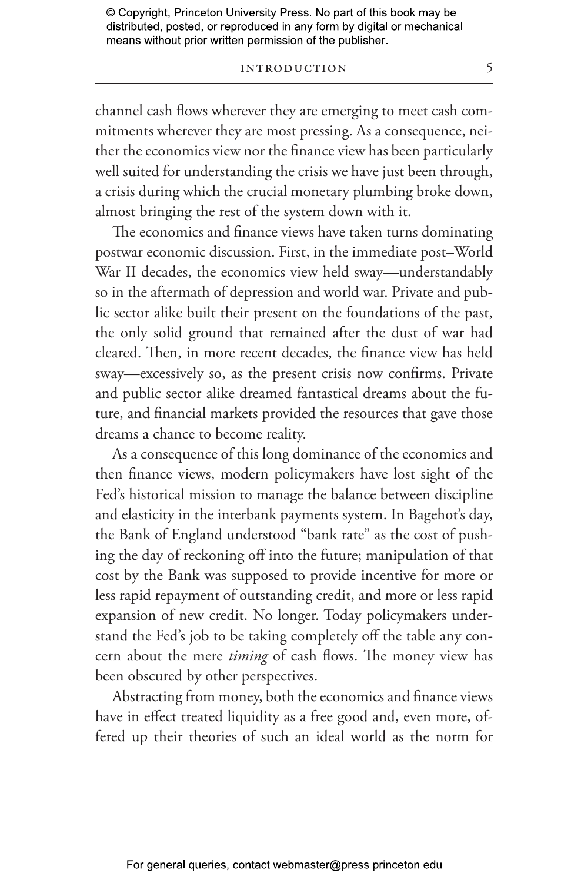channel cash flows wherever they are emerging to meet cash commitments wherever they are most pressing. As a consequence, neither the economics view nor the finance view has been particularly well suited for understanding the crisis we have just been through, a crisis during which the crucial monetary plumbing broke down, almost bringing the rest of the system down with it.

The economics and finance views have taken turns dominating postwar economic discussion. First, in the immediate post–World War II decades, the economics view held sway—understandably so in the aftermath of depression and world war. Private and public sector alike built their present on the foundations of the past, the only solid ground that remained after the dust of war had cleared. Then, in more recent decades, the finance view has held sway—excessively so, as the present crisis now confirms. Private and public sector alike dreamed fantastical dreams about the future, and financial markets provided the resources that gave those dreams a chance to become reality.

As a consequence of this long dominance of the economics and then finance views, modern policymakers have lost sight of the Fed's historical mission to manage the balance between discipline and elasticity in the interbank payments system. In Bagehot's day, the Bank of England understood "bank rate" as the cost of pushing the day of reckoning off into the future; manipulation of that cost by the Bank was supposed to provide incentive for more or less rapid repayment of outstanding credit, and more or less rapid expansion of new credit. No longer. Today policymakers understand the Fed's job to be taking completely off the table any concern about the mere *timing* of cash flows. The money view has been obscured by other perspectives.

Abstracting from money, both the economics and finance views have in effect treated liquidity as a free good and, even more, offered up their theories of such an ideal world as the norm for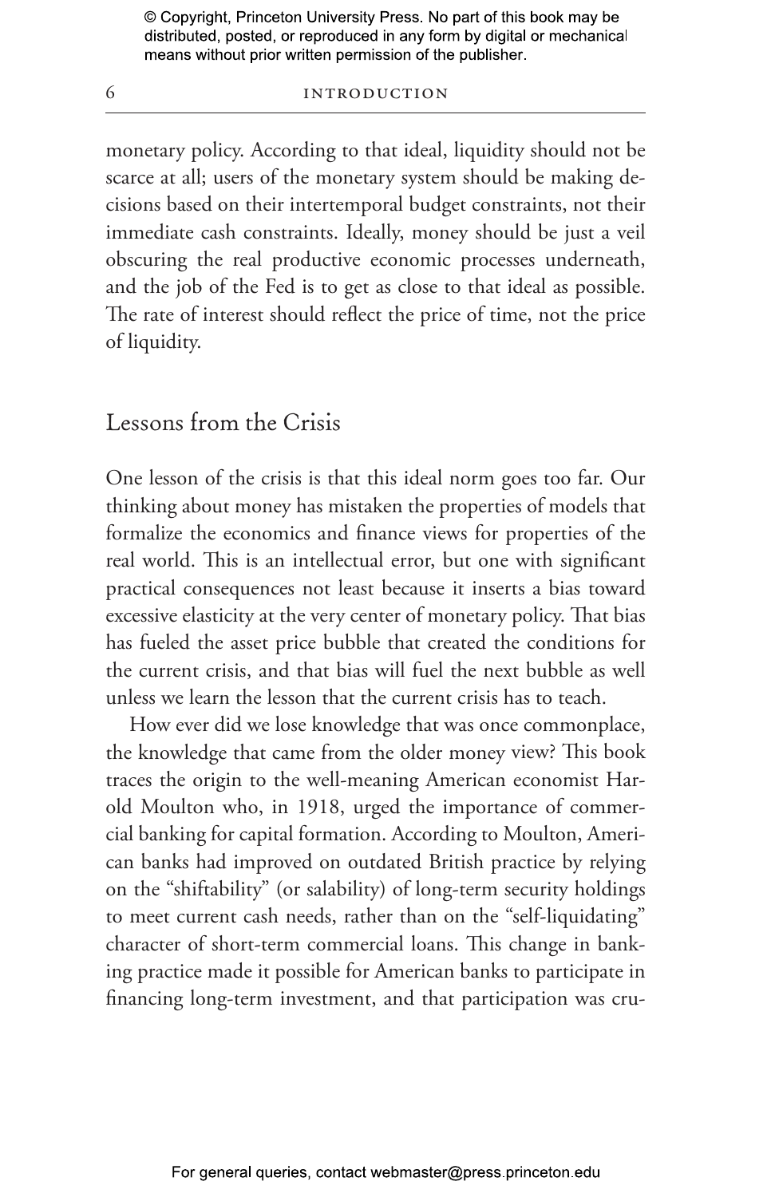monetary policy. According to that ideal, liquidity should not be scarce at all; users of the monetary system should be making decisions based on their intertemporal budget constraints, not their immediate cash constraints. Ideally, money should be just a veil obscuring the real productive economic processes underneath, and the job of the Fed is to get as close to that ideal as possible. The rate of interest should reflect the price of time, not the price of liquidity.

## Lessons from the Crisis

One lesson of the crisis is that this ideal norm goes too far. Our thinking about money has mistaken the properties of models that formalize the economics and finance views for properties of the real world. This is an intellectual error, but one with significant practical consequences not least because it inserts a bias toward excessive elasticity at the very center of monetary policy. That bias has fueled the asset price bubble that created the conditions for the current crisis, and that bias will fuel the next bubble as well unless we learn the lesson that the current crisis has to teach.

How ever did we lose knowledge that was once commonplace, the knowledge that came from the older money view? This book traces the origin to the well-meaning American economist Harold Moulton who, in 1918, urged the importance of commercial banking for capital formation. According to Moulton, American banks had improved on outdated British practice by relying on the "shiftability" (or salability) of long-term security holdings to meet current cash needs, rather than on the "self-liquidating" character of short-term commercial loans. This change in banking practice made it possible for American banks to participate in financing long-term investment, and that participation was cru-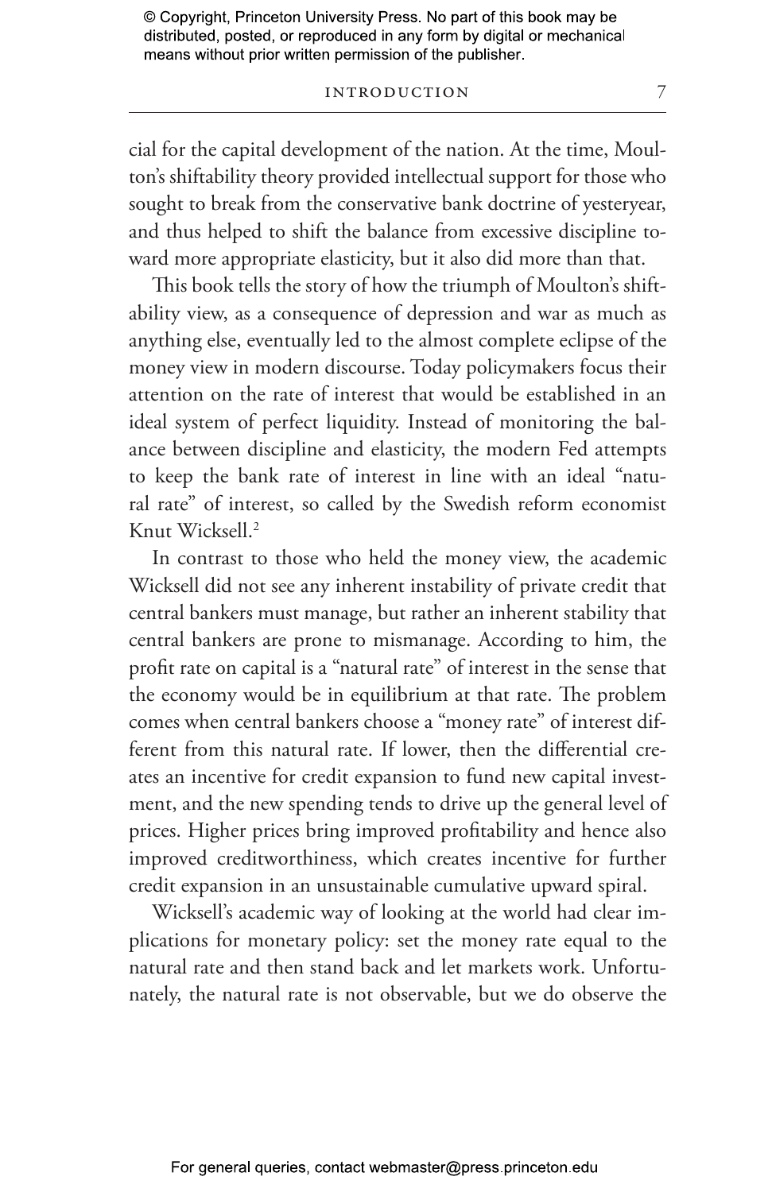cial for the capital development of the nation. At the time, Moulton's shiftability theory provided intellectual support for those who sought to break from the conservative bank doctrine of yesteryear, and thus helped to shift the balance from excessive discipline toward more appropriate elasticity, but it also did more than that.

This book tells the story of how the triumph of Moulton's shiftability view, as a consequence of depression and war as much as anything else, eventually led to the almost complete eclipse of the money view in modern discourse. Today policymakers focus their attention on the rate of interest that would be established in an ideal system of perfect liquidity. Instead of monitoring the balance between discipline and elasticity, the modern Fed attempts to keep the bank rate of interest in line with an ideal "natural rate" of interest, so called by the Swedish reform economist Knut Wicksell.[2]

In contrast to those who held the money view, the academic Wicksell did not see any inherent instability of private credit that central bankers must manage, but rather an inherent stability that central bankers are prone to mismanage. According to him, the profit rate on capital is a "natural rate" of interest in the sense that the economy would be in equilibrium at that rate. The problem comes when central bankers choose a "money rate" of interest different from this natural rate. If lower, then the differential creates an incentive for credit expansion to fund new capital investment, and the new spending tends to drive up the general level of prices. Higher prices bring improved profitability and hence also improved creditworthiness, which creates incentive for further credit expansion in an unsustainable cumulative upward spiral.

Wicksell's academic way of looking at the world had clear implications for monetary policy: set the money rate equal to the natural rate and then stand back and let markets work. Unfortunately, the natural rate is not observable, but we do observe the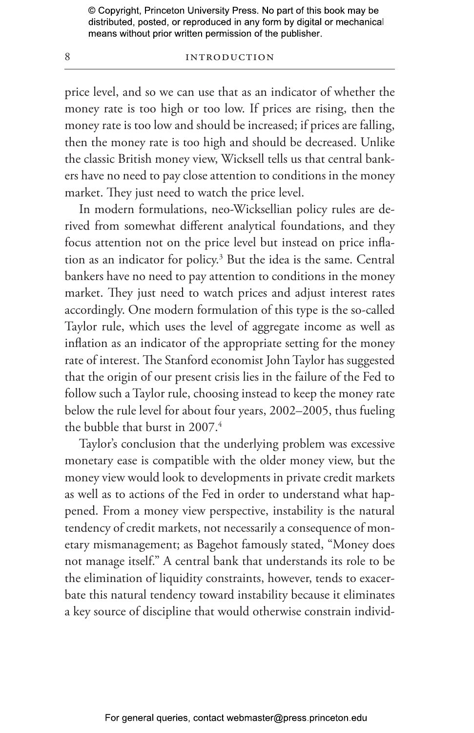price level, and so we can use that as an indicator of whether the money rate is too high or too low. If prices are rising, then the money rate is too low and should be increased; if prices are falling, then the money rate is too high and should be decreased. Unlike the classic British money view, Wicksell tells us that central bankers have no need to pay close attention to conditions in the money market. They just need to watch the price level.

In modern formulations, neo-Wicksellian policy rules are derived from somewhat different analytical foundations, and they focus attention not on the price level but instead on price inflation as an indicator for policy.[3] But the idea is the same. Central bankers have no need to pay attention to conditions in the money market. They just need to watch prices and adjust interest rates accordingly. One modern formulation of this type is the so-called Taylor rule, which uses the level of aggregate income as well as inflation as an indicator of the appropriate setting for the money rate of interest. The Stanford economist John Taylor has suggested that the origin of our present crisis lies in the failure of the Fed to follow such a Taylor rule, choosing instead to keep the money rate below the rule level for about four years, 2002–2005, thus fueling the bubble that burst in 2007.[4]

Taylor's conclusion that the underlying problem was excessive monetary ease is compatible with the older money view, but the money view would look to developments in private credit markets as well as to actions of the Fed in order to understand what happened. From a money view perspective, instability is the natural tendency of credit markets, not necessarily a consequence of monetary mismanagement; as Bagehot famously stated, "Money does not manage itself." A central bank that understands its role to be the elimination of liquidity constraints, however, tends to exacerbate this natural tendency toward instability because it eliminates a key source of discipline that would otherwise constrain individ-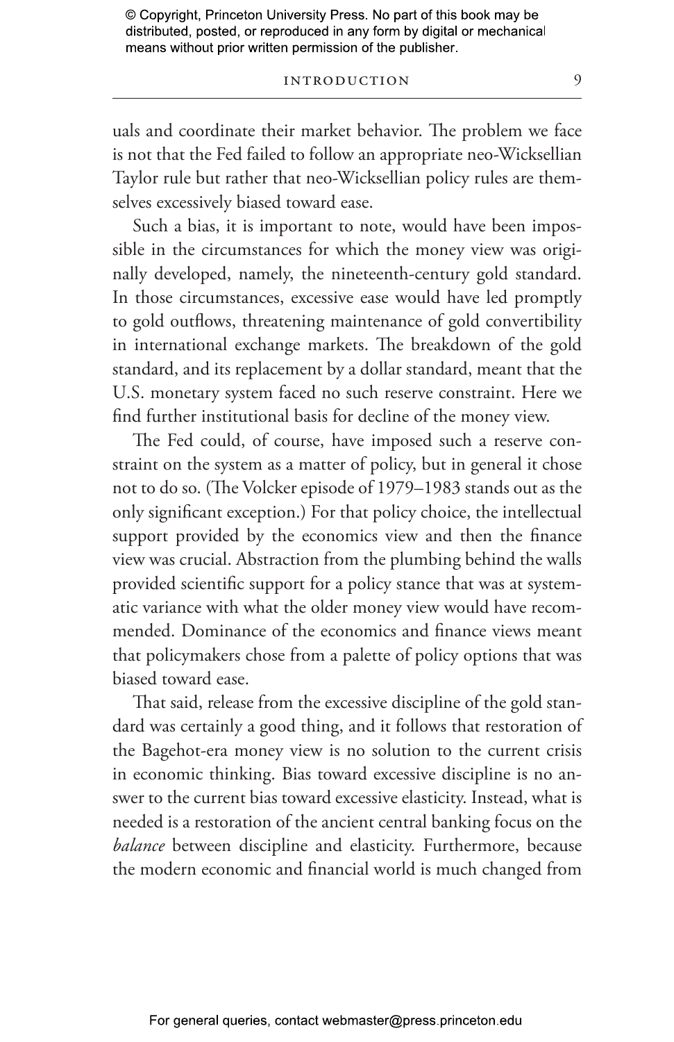uals and coordinate their market behavior. The problem we face is not that the Fed failed to follow an appropriate neo-Wicksellian Taylor rule but rather that neo-Wicksellian policy rules are themselves excessively biased toward ease.

Such a bias, it is important to note, would have been impossible in the circumstances for which the money view was originally developed, namely, the nineteenth-century gold standard. In those circumstances, excessive ease would have led promptly to gold outflows, threatening maintenance of gold convertibility in international exchange markets. The breakdown of the gold standard, and its replacement by a dollar standard, meant that the U.S. monetary system faced no such reserve constraint. Here we find further institutional basis for decline of the money view.

The Fed could, of course, have imposed such a reserve constraint on the system as a matter of policy, but in general it chose not to do so. (The Volcker episode of 1979–1983 stands out as the only significant exception.) For that policy choice, the intellectual support provided by the economics view and then the finance view was crucial. Abstraction from the plumbing behind the walls provided scientific support for a policy stance that was at systematic variance with what the older money view would have recommended. Dominance of the economics and finance views meant that policymakers chose from a palette of policy options that was biased toward ease.

That said, release from the excessive discipline of the gold standard was certainly a good thing, and it follows that restoration of the Bagehot-era money view is no solution to the current crisis in economic thinking. Bias toward excessive discipline is no answer to the current bias toward excessive elasticity. Instead, what is needed is a restoration of the ancient central banking focus on the *balance* between discipline and elasticity. Furthermore, because the modern economic and financial world is much changed from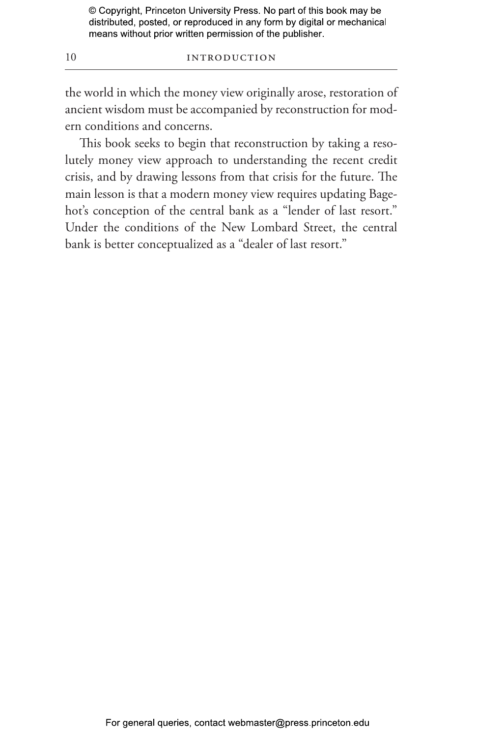the world in which the money view originally arose, restoration of ancient wisdom must be accompanied by reconstruction for modern conditions and concerns.

This book seeks to begin that reconstruction by taking a resolutely money view approach to understanding the recent credit crisis, and by drawing lessons from that crisis for the future. The main lesson is that a modern money view requires updating Bagehot's conception of the central bank as a "lender of last resort." Under the conditions of the New Lombard Street, the central bank is better conceptualized as a "dealer of last resort."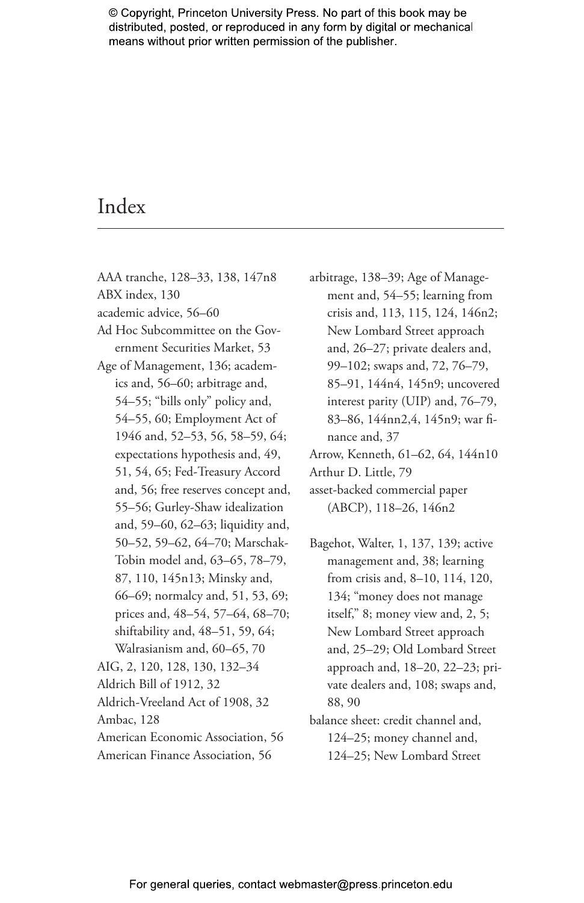# Index

AAA tranche, 128–33, 138, 147n8
ABX index, 130
academic advice, 56–60
Ad Hoc Subcommittee on the Government Securities Market, 53
Age of Management, 136; academics and, 56–60; arbitrage and, 54–55; "bills only" policy and, 54–55, 60; Employment Act of 1946 and, 52–53, 56, 58–59, 64; expectations hypothesis and, 49, 51, 54, 65; Fed-Treasury Accord and, 56; free reserves concept and, 55–56; Gurley-Shaw idealization and, 59–60, 62–63; liquidity and, 50–52, 59–62, 64–70; Marschak-Tobin model and, 63–65, 78–79, 87, 110, 145n13; Minsky and, 66–69; normalcy and, 51, 53, 69; prices and, 48–54, 57–64, 68–70; shiftability and, 48–51, 59, 64; Walrasianism and, 60–65, 70
AIG, 2, 120, 128, 130, 132–34
Aldrich Bill of 1912, 32
Aldrich-Vreeland Act of 1908, 32
Ambac, 128
American Economic Association, 56
American Finance Association, 56
arbitrage, 138–39; Age of Management and, 54–55; learning from crisis and, 113, 115, 124, 146n2; New Lombard Street approach and, 26–27; private dealers and, 99–102; swaps and, 72, 76–79, 85–91, 144n4, 145n9; uncovered interest parity (UIP) and, 76–79, 83–86, 144nn2,4, 145n9; war finance and, 37
Arrow, Kenneth, 61–62, 64, 144n10
Arthur D. Little, 79
asset-backed commercial paper (ABCP), 118–26, 146n2

Bagehot, Walter, 1, 137, 139; active management and, 38; learning from crisis and, 8–10, 114, 120, 134; "money does not manage itself," 8; money view and, 2, 5; New Lombard Street approach and, 25–29; Old Lombard Street approach and, 18–20, 22–23; private dealers and, 108; swaps and, 88, 90
balance sheet: credit channel and, 124–25; money channel and, 124–25; New Lombard Street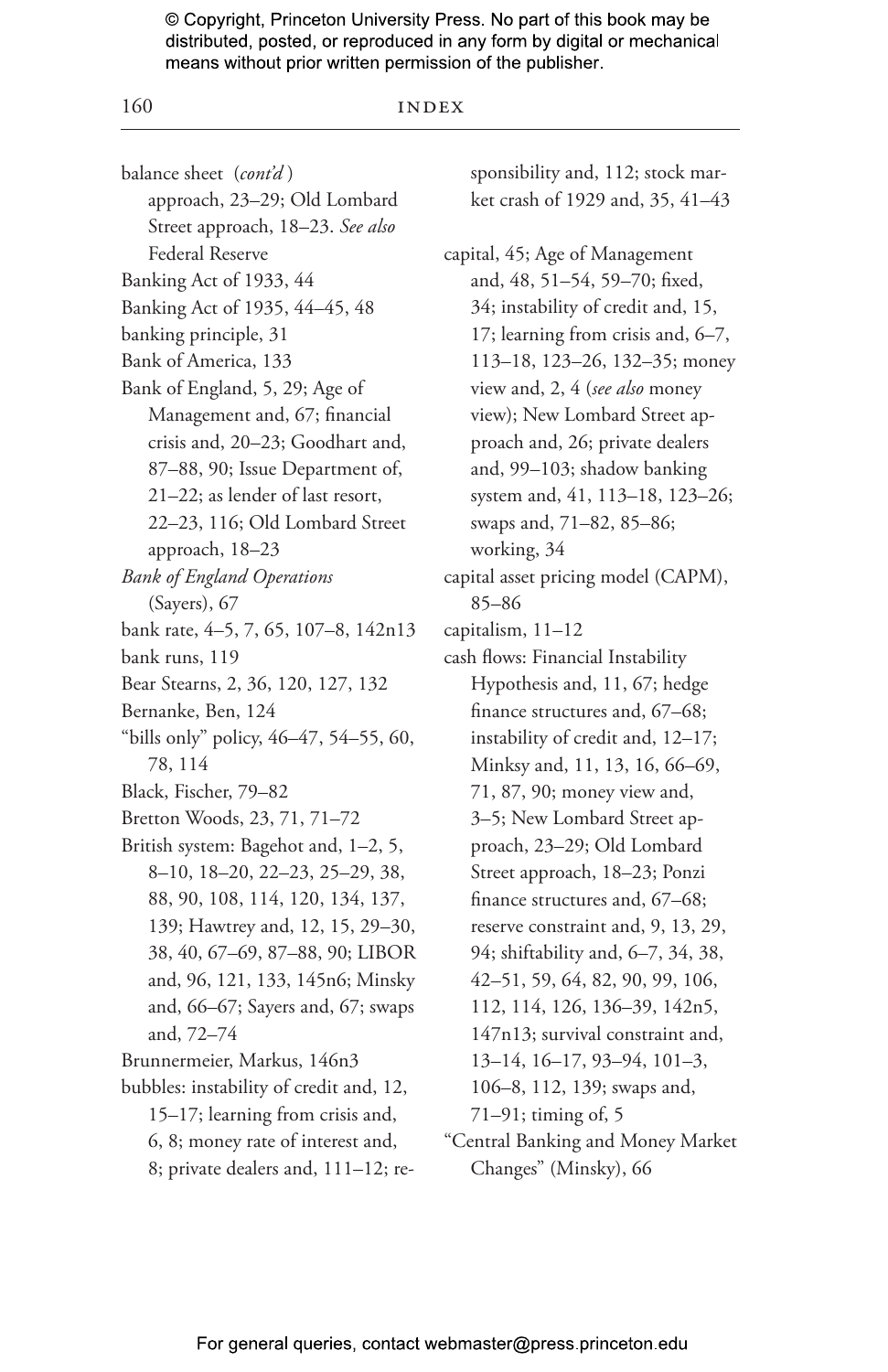balance sheet (*cont'd*)
approach, 23–29; Old Lombard Street approach, 18–23. *See also* Federal Reserve

Banking Act of 1933, 44

Banking Act of 1935, 44–45, 48

banking principle, 31

Bank of America, 133

Bank of England, 5, 29; Age of Management and, 67; financial crisis and, 20–23; Goodhart and, 87–88, 90; Issue Department of, 21–22; as lender of last resort, 22–23, 116; Old Lombard Street approach, 18–23

*Bank of England Operations* (Sayers), 67

bank rate, 4–5, 7, 65, 107–8, 142n13

bank runs, 119

Bear Stearns, 2, 36, 120, 127, 132

Bernanke, Ben, 124

"bills only" policy, 46–47, 54–55, 60, 78, 114

Black, Fischer, 79–82

Bretton Woods, 23, 71, 71–72

British system: Bagehot and, 1–2, 5, 8–10, 18–20, 22–23, 25–29, 38, 88, 90, 108, 114, 120, 134, 137, 139; Hawtrey and, 12, 15, 29–30, 38, 40, 67–69, 87–88, 90; LIBOR and, 96, 121, 133, 145n6; Minsky and, 66–67; Sayers and, 67; swaps and, 72–74

Brunnermeier, Markus, 146n3

bubbles: instability of credit and, 12, 15–17; learning from crisis and, 6, 8; money rate of interest and, 8; private dealers and, 111–12; responsibility and, 112; stock market crash of 1929 and, 35, 41–43

capital, 45; Age of Management and, 48, 51–54, 59–70; fixed, 34; instability of credit and, 15, 17; learning from crisis and, 6–7, 113–18, 123–26, 132–35; money view and, 2, 4 (*see also* money view); New Lombard Street approach and, 26; private dealers and, 99–103; shadow banking system and, 41, 113–18, 123–26; swaps and, 71–82, 85–86; working, 34

capital asset pricing model (CAPM), 85–86

capitalism, 11–12

cash flows: Financial Instability Hypothesis and, 11, 67; hedge finance structures and, 67–68; instability of credit and, 12–17; Minksy and, 11, 13, 16, 66–69, 71, 87, 90; money view and, 3–5; New Lombard Street approach, 23–29; Old Lombard Street approach, 18–23; Ponzi finance structures and, 67–68; reserve constraint and, 9, 13, 29, 94; shiftability and, 6–7, 34, 38, 42–51, 59, 64, 82, 90, 99, 106, 112, 114, 126, 136–39, 142n5, 147n13; survival constraint and, 13–14, 16–17, 93–94, 101–3, 106–8, 112, 139; swaps and, 71–91; timing of, 5

"Central Banking and Money Market Changes" (Minsky), 66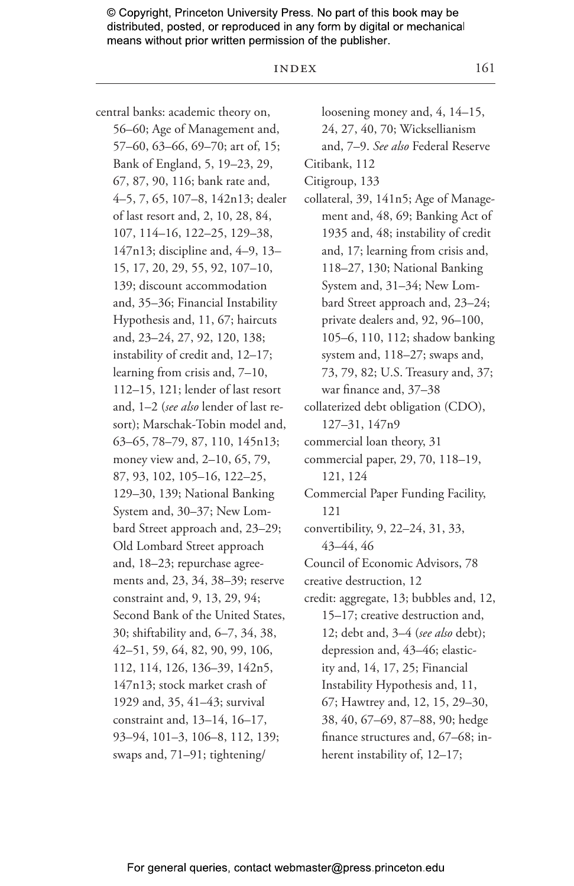central banks: academic theory on, 56–60; Age of Management and, 57–60, 63–66, 69–70; art of, 15; Bank of England, 5, 19–23, 29, 67, 87, 90, 116; bank rate and, 4–5, 7, 65, 107–8, 142n13; dealer of last resort and, 2, 10, 28, 84, 107, 114–16, 122–25, 129–38, 147n13; discipline and, 4–9, 13–15, 17, 20, 29, 55, 92, 107–10, 139; discount accommodation and, 35–36; Financial Instability Hypothesis and, 11, 67; haircuts and, 23–24, 27, 92, 120, 138; instability of credit and, 12–17; learning from crisis and, 7–10, 112–15, 121; lender of last resort and, 1–2 (*see also* lender of last resort); Marschak-Tobin model and, 63–65, 78–79, 87, 110, 145n13; money view and, 2–10, 65, 79, 87, 93, 102, 105–16, 122–25, 129–30, 139; National Banking System and, 30–37; New Lombard Street approach and, 23–29; Old Lombard Street approach and, 18–23; repurchase agreements and, 23, 34, 38–39; reserve constraint and, 9, 13, 29, 94; Second Bank of the United States, 30; shiftability and, 6–7, 34, 38, 42–51, 59, 64, 82, 90, 99, 106, 112, 114, 126, 136–39, 142n5, 147n13; stock market crash of 1929 and, 35, 41–43; survival constraint and, 13–14, 16–17, 93–94, 101–3, 106–8, 112, 139; swaps and, 71–91; tightening/loosening money and, 4, 14–15, 24, 27, 40, 70; Wicksellianism and, 7–9. *See also* Federal Reserve

Citibank, 112

Citigroup, 133

collateral, 39, 141n5; Age of Management and, 48, 69; Banking Act of 1935 and, 48; instability of credit and, 17; learning from crisis and, 118–27, 130; National Banking System and, 31–34; New Lombard Street approach and, 23–24; private dealers and, 92, 96–100, 105–6, 110, 112; shadow banking system and, 118–27; swaps and, 73, 79, 82; U.S. Treasury and, 37; war finance and, 37–38

collaterized debt obligation (CDO), 127–31, 147n9

commercial loan theory, 31

commercial paper, 29, 70, 118–19, 121, 124

Commercial Paper Funding Facility, 121

convertibility, 9, 22–24, 31, 33, 43–44, 46

Council of Economic Advisors, 78

creative destruction, 12

credit: aggregate, 13; bubbles and, 12, 15–17; creative destruction and, 12; debt and, 3–4 (*see also* debt); depression and, 43–46; elasticity and, 14, 17, 25; Financial Instability Hypothesis and, 11, 67; Hawtrey and, 12, 15, 29–30, 38, 40, 67–69, 87–88, 90; hedge finance structures and, 67–68; inherent instability of, 12–17;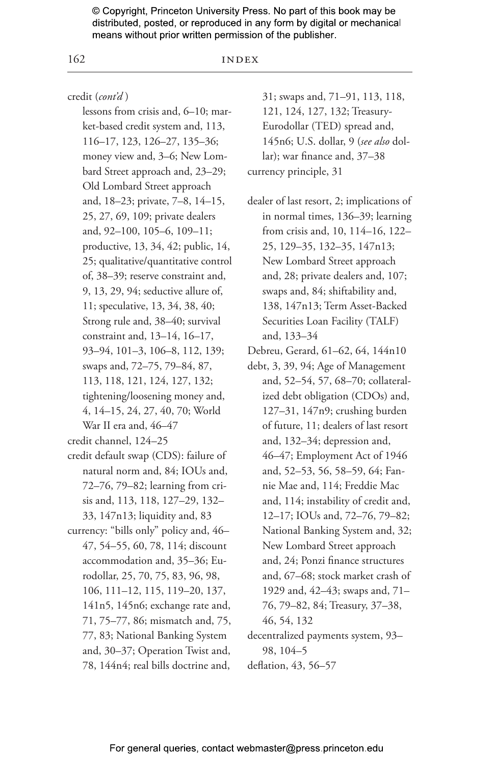credit (*cont'd*)
lessons from crisis and, 6–10; market-based credit system and, 113, 116–17, 123, 126–27, 135–36; money view and, 3–6; New Lombard Street approach and, 23–29; Old Lombard Street approach and, 18–23; private, 7–8, 14–15, 25, 27, 69, 109; private dealers and, 92–100, 105–6, 109–11; productive, 13, 34, 42; public, 14, 25; qualitative/quantitative control of, 38–39; reserve constraint and, 9, 13, 29, 94; seductive allure of, 11; speculative, 13, 34, 38, 40; Strong rule and, 38–40; survival constraint and, 13–14, 16–17, 93–94, 101–3, 106–8, 112, 139; swaps and, 72–75, 79–84, 87, 113, 118, 121, 124, 127, 132; tightening/loosening money and, 4, 14–15, 24, 27, 40, 70; World War II era and, 46–47

credit channel, 124–25

credit default swap (CDS): failure of natural norm and, 84; IOUs and, 72–76, 79–82; learning from crisis and, 113, 118, 127–29, 132–33, 147n13; liquidity and, 83

currency: "bills only" policy and, 46–47, 54–55, 60, 78, 114; discount accommodation and, 35–36; Eurodollar, 25, 70, 75, 83, 96, 98, 106, 111–12, 115, 119–20, 137, 141n5, 145n6; exchange rate and, 71, 75–77, 86; mismatch and, 75, 77, 83; National Banking System and, 30–37; Operation Twist and, 78, 144n4; real bills doctrine and, 31; swaps and, 71–91, 113, 118, 121, 124, 127, 132; Treasury-Eurodollar (TED) spread and, 145n6; U.S. dollar, 9 (*see also* dollar); war finance and, 37–38

currency principle, 31

dealer of last resort, 2; implications of in normal times, 136–39; learning from crisis and, 10, 114–16, 122–25, 129–35, 132–35, 147n13; New Lombard Street approach and, 28; private dealers and, 107; swaps and, 84; shiftability and, 138, 147n13; Term Asset-Backed Securities Loan Facility (TALF) and, 133–34

Debreu, Gerard, 61–62, 64, 144n10

debt, 3, 39, 94; Age of Management and, 52–54, 57, 68–70; collateralized debt obligation (CDOs) and, 127–31, 147n9; crushing burden of future, 11; dealers of last resort and, 132–34; depression and, 46–47; Employment Act of 1946 and, 52–53, 56, 58–59, 64; Fannie Mae and, 114; Freddie Mac and, 114; instability of credit and, 12–17; IOUs and, 72–76, 79–82; National Banking System and, 32; New Lombard Street approach and, 24; Ponzi finance structures and, 67–68; stock market crash of 1929 and, 42–43; swaps and, 71–76, 79–82, 84; Treasury, 37–38, 46, 54, 132

decentralized payments system, 93–98, 104–5

deflation, 43, 56–57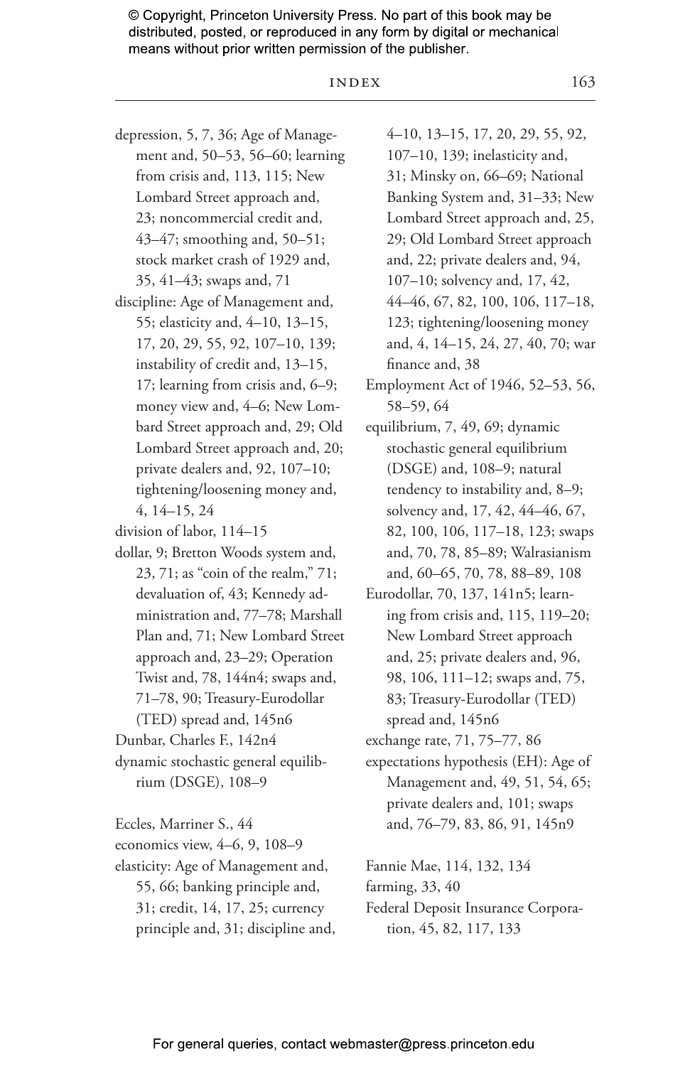© Copyright, Princeton University Press. No part of this book may be distributed, posted, or reproduced in any form by digital or mechanical means without prior written permission of the publisher.

depression, 5, 7, 36; Age of Management and, 50–53, 56–60; learning from crisis and, 113, 115; New Lombard Street approach and, 23; noncommercial credit and, 43–47; smoothing and, 50–51; stock market crash of 1929 and, 35, 41–43; swaps and, 71

discipline: Age of Management and, 55; elasticity and, 4–10, 13–15, 17, 20, 29, 55, 92, 107–10, 139; instability of credit and, 13–15, 17; learning from crisis and, 6–9; money view and, 4–6; New Lombard Street approach and, 29; Old Lombard Street approach and, 20; private dealers and, 92, 107–10; tightening/loosening money and, 4, 14–15, 24

division of labor, 114–15

dollar, 9; Bretton Woods system and, 23, 71; as "coin of the realm," 71; devaluation of, 43; Kennedy administration and, 77–78; Marshall Plan and, 71; New Lombard Street approach and, 23–29; Operation Twist and, 78, 144n4; swaps and, 71–78, 90; Treasury-Eurodollar (TED) spread and, 145n6

Dunbar, Charles F., 142n4

dynamic stochastic general equilibrium (DSGE), 108–9

Eccles, Marriner S., 44

economics view, 4–6, 9, 108–9

elasticity: Age of Management and, 55, 66; banking principle and, 31; credit, 14, 17, 25; currency principle and, 31; discipline and, 4–10, 13–15, 17, 20, 29, 55, 92, 107–10, 139; inelasticity and, 31; Minsky on, 66–69; National Banking System and, 31–33; New Lombard Street approach and, 25, 29; Old Lombard Street approach and, 22; private dealers and, 94, 107–10; solvency and, 17, 42, 44–46, 67, 82, 100, 106, 117–18, 123; tightening/loosening money and, 4, 14–15, 24, 27, 40, 70; war finance and, 38

Employment Act of 1946, 52–53, 56, 58–59, 64

equilibrium, 7, 49, 69; dynamic stochastic general equilibrium (DSGE) and, 108–9; natural tendency to instability and, 8–9; solvency and, 17, 42, 44–46, 67, 82, 100, 106, 117–18, 123; swaps and, 70, 78, 85–89; Walrasianism and, 60–65, 70, 78, 88–89, 108

Eurodollar, 70, 137, 141n5; learning from crisis and, 115, 119–20; New Lombard Street approach and, 25; private dealers and, 96, 98, 106, 111–12; swaps and, 75, 83; Treasury-Eurodollar (TED) spread and, 145n6

exchange rate, 71, 75–77, 86

expectations hypothesis (EH): Age of Management and, 49, 51, 54, 65; private dealers and, 101; swaps and, 76–79, 83, 86, 91, 145n9

Fannie Mae, 114, 132, 134

farming, 33, 40

Federal Deposit Insurance Corporation, 45, 82, 117, 133

For general queries, contact webmaster@press.princeton.edu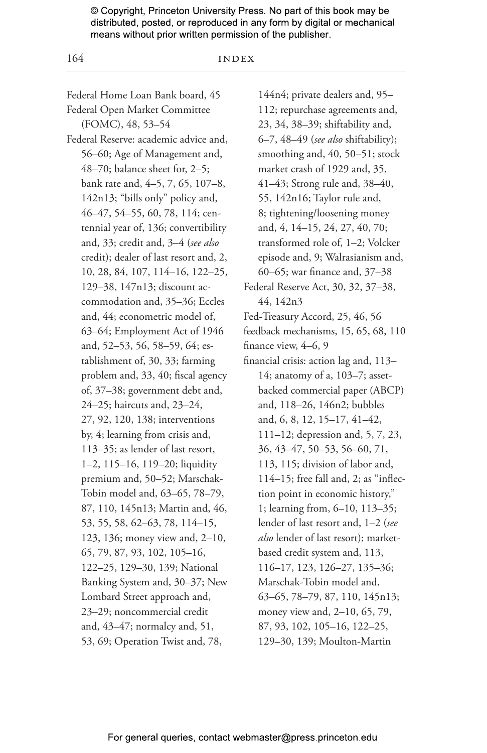Federal Home Loan Bank board, 45

Federal Open Market Committee (FOMC), 48, 53–54

Federal Reserve: academic advice and, 56–60; Age of Management and, 48–70; balance sheet for, 2–5; bank rate and, 4–5, 7, 65, 107–8, 142n13; "bills only" policy and, 46–47, 54–55, 60, 78, 114; centennial year of, 136; convertibility and, 33; credit and, 3–4 (*see also* credit); dealer of last resort and, 2, 10, 28, 84, 107, 114–16, 122–25, 129–38, 147n13; discount accommodation and, 35–36; Eccles and, 44; econometric model of, 63–64; Employment Act of 1946 and, 52–53, 56, 58–59, 64; establishment of, 30, 33; farming problem and, 33, 40; fiscal agency of, 37–38; government debt and, 24–25; haircuts and, 23–24, 27, 92, 120, 138; interventions by, 4; learning from crisis and, 113–35; as lender of last resort, 1–2, 115–16, 119–20; liquidity premium and, 50–52; Marschak-Tobin model and, 63–65, 78–79, 87, 110, 145n13; Martin and, 46, 53, 55, 58, 62–63, 78, 114–15, 123, 136; money view and, 2–10, 65, 79, 87, 93, 102, 105–16, 122–25, 129–30, 139; National Banking System and, 30–37; New Lombard Street approach and, 23–29; noncommercial credit and, 43–47; normalcy and, 51, 53, 69; Operation Twist and, 78, 144n4; private dealers and, 95–112; repurchase agreements and, 23, 34, 38–39; shiftability and, 6–7, 48–49 (*see also* shiftability); smoothing and, 40, 50–51; stock market crash of 1929 and, 35, 41–43; Strong rule and, 38–40, 55, 142n16; Taylor rule and, 8; tightening/loosening money and, 4, 14–15, 24, 27, 40, 70; transformed role of, 1–2; Volcker episode and, 9; Walrasianism and, 60–65; war finance and, 37–38

Federal Reserve Act, 30, 32, 37–38, 44, 142n3

Fed-Treasury Accord, 25, 46, 56

feedback mechanisms, 15, 65, 68, 110

finance view, 4–6, 9

financial crisis: action lag and, 113–14; anatomy of a, 103–7; asset-backed commercial paper (ABCP) and, 118–26, 146n2; bubbles and, 6, 8, 12, 15–17, 41–42, 111–12; depression and, 5, 7, 23, 36, 43–47, 50–53, 56–60, 71, 113, 115; division of labor and, 114–15; free fall and, 2; as "inflection point in economic history," 1; learning from, 6–10, 113–35; lender of last resort and, 1–2 (*see also* lender of last resort); market-based credit system and, 113, 116–17, 123, 126–27, 135–36; Marschak-Tobin model and, 63–65, 78–79, 87, 110, 145n13; money view and, 2–10, 65, 79, 87, 93, 102, 105–16, 122–25, 129–30, 139; Moulton-Martin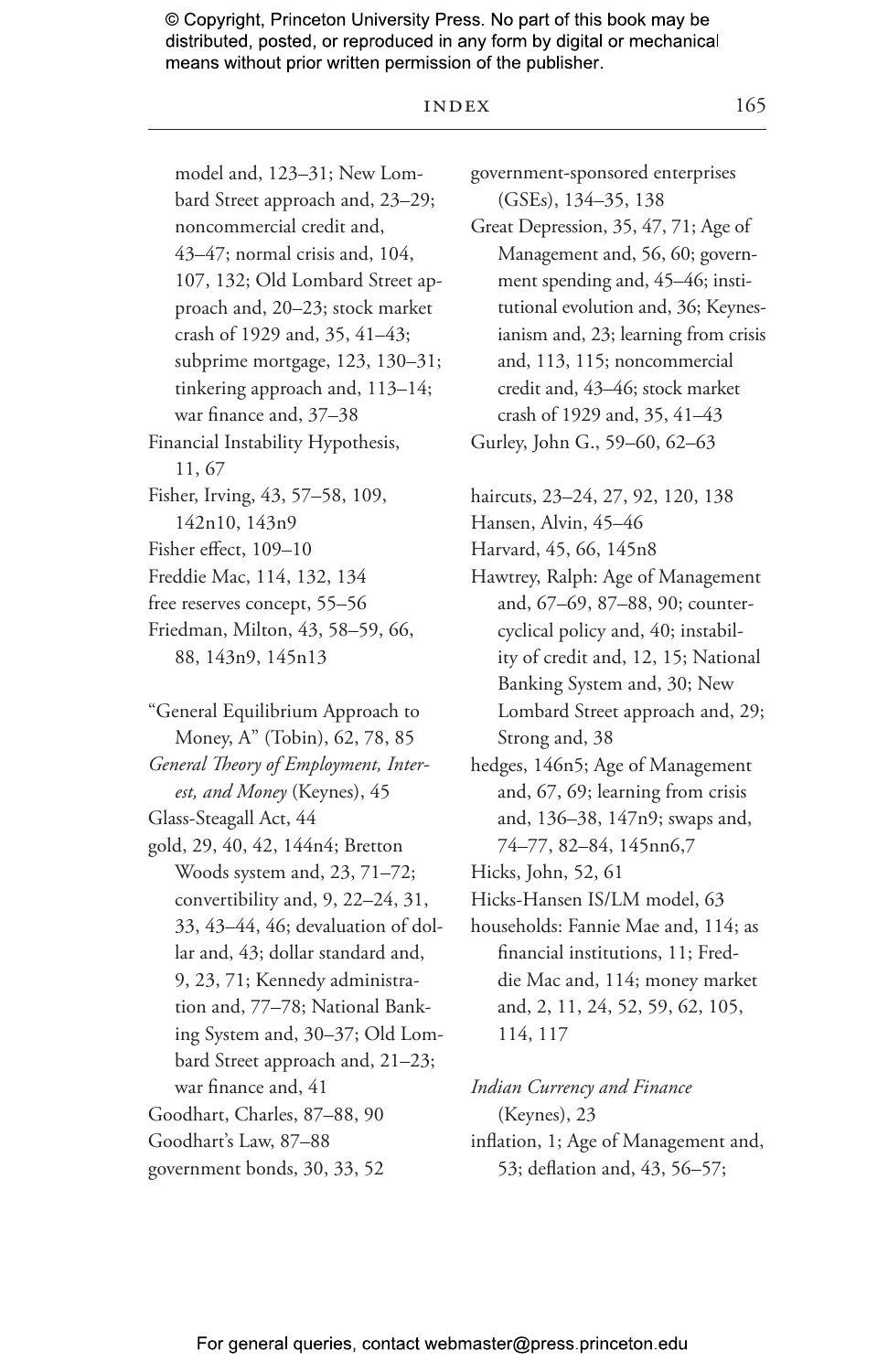model and, 123–31; New Lombard Street approach and, 23–29; noncommercial credit and, 43–47; normal crisis and, 104, 107, 132; Old Lombard Street approach and, 20–23; stock market crash of 1929 and, 35, 41–43; subprime mortgage, 123, 130–31; tinkering approach and, 113–14; war finance and, 37–38

Financial Instability Hypothesis, 11, 67

Fisher, Irving, 43, 57–58, 109, 142n10, 143n9

Fisher effect, 109–10

Freddie Mac, 114, 132, 134

free reserves concept, 55–56

Friedman, Milton, 43, 58–59, 66, 88, 143n9, 145n13

"General Equilibrium Approach to Money, A" (Tobin), 62, 78, 85

*General Theory of Employment, Interest, and Money* (Keynes), 45

Glass-Steagall Act, 44

gold, 29, 40, 42, 144n4; Bretton Woods system and, 23, 71–72; convertibility and, 9, 22–24, 31, 33, 43–44, 46; devaluation of dollar and, 43; dollar standard and, 9, 23, 71; Kennedy administration and, 77–78; National Banking System and, 30–37; Old Lombard Street approach and, 21–23; war finance and, 41

Goodhart, Charles, 87–88, 90

Goodhart's Law, 87–88

government bonds, 30, 33, 52

government-sponsored enterprises (GSEs), 134–35, 138

Great Depression, 35, 47, 71; Age of Management and, 56, 60; government spending and, 45–46; institutional evolution and, 36; Keynesianism and, 23; learning from crisis and, 113, 115; noncommercial credit and, 43–46; stock market crash of 1929 and, 35, 41–43

Gurley, John G., 59–60, 62–63

haircuts, 23–24, 27, 92, 120, 138

Hansen, Alvin, 45–46

Harvard, 45, 66, 145n8

Hawtrey, Ralph: Age of Management and, 67–69, 87–88, 90; countercyclical policy and, 40; instability of credit and, 12, 15; National Banking System and, 30; New Lombard Street approach and, 29; Strong and, 38

hedges, 146n5; Age of Management and, 67, 69; learning from crisis and, 136–38, 147n9; swaps and, 74–77, 82–84, 145nn6,7

Hicks, John, 52, 61

Hicks-Hansen IS/LM model, 63

households: Fannie Mae and, 114; as financial institutions, 11; Freddie Mac and, 114; money market and, 2, 11, 24, 52, 59, 62, 105, 114, 117

*Indian Currency and Finance* (Keynes), 23

inflation, 1; Age of Management and, 53; deflation and, 43, 56–57;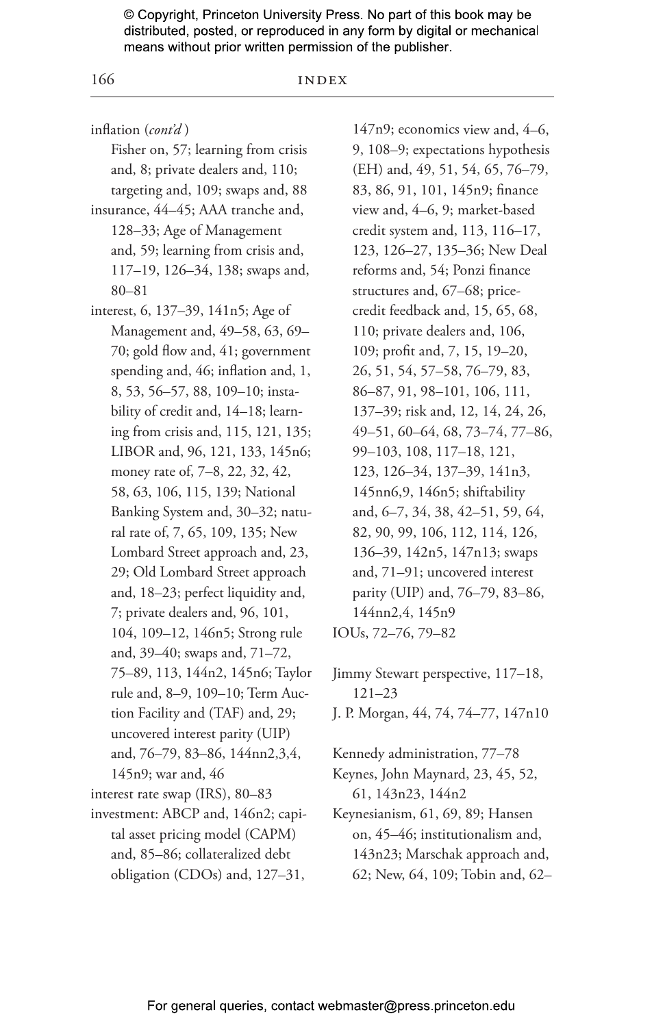inflation (*cont'd*)
 Fisher on, 57; learning from crisis and, 8; private dealers and, 110; targeting and, 109; swaps and, 88

insurance, 44–45; AAA tranche and, 128–33; Age of Management and, 59; learning from crisis and, 117–19, 126–34, 138; swaps and, 80–81

interest, 6, 137–39, 141n5; Age of Management and, 49–58, 63, 69–70; gold flow and, 41; government spending and, 46; inflation and, 1, 8, 53, 56–57, 88, 109–10; instability of credit and, 14–18; learning from crisis and, 115, 121, 135; LIBOR and, 96, 121, 133, 145n6; money rate of, 7–8, 22, 32, 42, 58, 63, 106, 115, 139; National Banking System and, 30–32; natural rate of, 7, 65, 109, 135; New Lombard Street approach and, 23, 29; Old Lombard Street approach and, 18–23; perfect liquidity and, 7; private dealers and, 96, 101, 104, 109–12, 146n5; Strong rule and, 39–40; swaps and, 71–72, 75–89, 113, 144n2, 145n6; Taylor rule and, 8–9, 109–10; Term Auction Facility and (TAF) and, 29; uncovered interest parity (UIP) and, 76–79, 83–86, 144nn2,3,4, 145n9; war and, 46

interest rate swap (IRS), 80–83

investment: ABCP and, 146n2; capital asset pricing model (CAPM) and, 85–86; collateralized debt obligation (CDOs) and, 127–31, 147n9; economics view and, 4–6, 9, 108–9; expectations hypothesis (EH) and, 49, 51, 54, 65, 76–79, 83, 86, 91, 101, 145n9; finance view and, 4–6, 9; market-based credit system and, 113, 116–17, 123, 126–27, 135–36; New Deal reforms and, 54; Ponzi finance structures and, 67–68; price-credit feedback and, 15, 65, 68, 110; private dealers and, 106, 109; profit and, 7, 15, 19–20, 26, 51, 54, 57–58, 76–79, 83, 86–87, 91, 98–101, 106, 111, 137–39; risk and, 12, 14, 24, 26, 49–51, 60–64, 68, 73–74, 77–86, 99–103, 108, 117–18, 121, 123, 126–34, 137–39, 141n3, 145nn6,9, 146n5; shiftability and, 6–7, 34, 38, 42–51, 59, 64, 82, 90, 99, 106, 112, 114, 126, 136–39, 142n5, 147n13; swaps and, 71–91; uncovered interest parity (UIP) and, 76–79, 83–86, 144nn2,4, 145n9

IOUs, 72–76, 79–82

Jimmy Stewart perspective, 117–18, 121–23

J. P. Morgan, 44, 74, 74–77, 147n10

Kennedy administration, 77–78

Keynes, John Maynard, 23, 45, 52, 61, 143n23, 144n2

Keynesianism, 61, 69, 89; Hansen on, 45–46; institutionalism and, 143n23; Marschak approach and, 62; New, 64, 109; Tobin and, 62–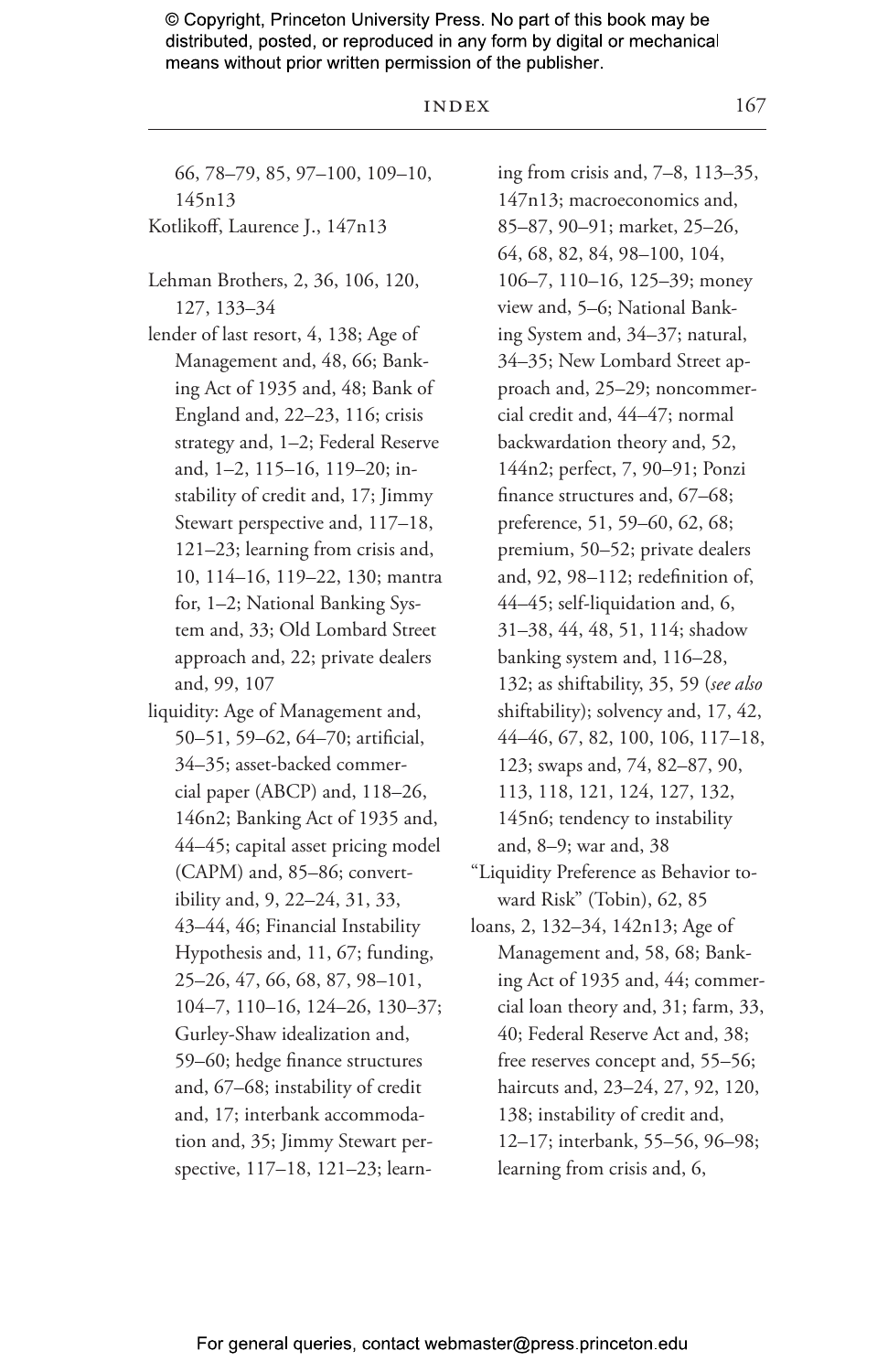66, 78–79, 85, 97–100, 109–10, 145n13

Kotlikoff, Laurence J., 147n13

Lehman Brothers, 2, 36, 106, 120, 127, 133–34

lender of last resort, 4, 138; Age of Management and, 48, 66; Banking Act of 1935 and, 48; Bank of England and, 22–23, 116; crisis strategy and, 1–2; Federal Reserve and, 1–2, 115–16, 119–20; instability of credit and, 17; Jimmy Stewart perspective and, 117–18, 121–23; learning from crisis and, 10, 114–16, 119–22, 130; mantra for, 1–2; National Banking System and, 33; Old Lombard Street approach and, 22; private dealers and, 99, 107

liquidity: Age of Management and, 50–51, 59–62, 64–70; artificial, 34–35; asset-backed commercial paper (ABCP) and, 118–26, 146n2; Banking Act of 1935 and, 44–45; capital asset pricing model (CAPM) and, 85–86; convertibility and, 9, 22–24, 31, 33, 43–44, 46; Financial Instability Hypothesis and, 11, 67; funding, 25–26, 47, 66, 68, 87, 98–101, 104–7, 110–16, 124–26, 130–37; Gurley-Shaw idealization and, 59–60; hedge finance structures and, 67–68; instability of credit and, 17; interbank accommodation and, 35; Jimmy Stewart perspective, 117–18, 121–23; learning from crisis and, 7–8, 113–35, 147n13; macroeconomics and, 85–87, 90–91; market, 25–26, 64, 68, 82, 84, 98–100, 104, 106–7, 110–16, 125–39; money view and, 5–6; National Banking System and, 34–37; natural, 34–35; New Lombard Street approach and, 25–29; noncommercial credit and, 44–47; normal backwardation theory and, 52, 144n2; perfect, 7, 90–91; Ponzi finance structures and, 67–68; preference, 51, 59–60, 62, 68; premium, 50–52; private dealers and, 92, 98–112; redefinition of, 44–45; self-liquidation and, 6, 31–38, 44, 48, 51, 114; shadow banking system and, 116–28, 132; as shiftability, 35, 59 (*see also* shiftability); solvency and, 17, 42, 44–46, 67, 82, 100, 106, 117–18, 123; swaps and, 74, 82–87, 90, 113, 118, 121, 124, 127, 132, 145n6; tendency to instability and, 8–9; war and, 38

"Liquidity Preference as Behavior toward Risk" (Tobin), 62, 85

loans, 2, 132–34, 142n13; Age of Management and, 58, 68; Banking Act of 1935 and, 44; commercial loan theory and, 31; farm, 33, 40; Federal Reserve Act and, 38; free reserves concept and, 55–56; haircuts and, 23–24, 27, 92, 120, 138; instability of credit and, 12–17; interbank, 55–56, 96–98; learning from crisis and, 6,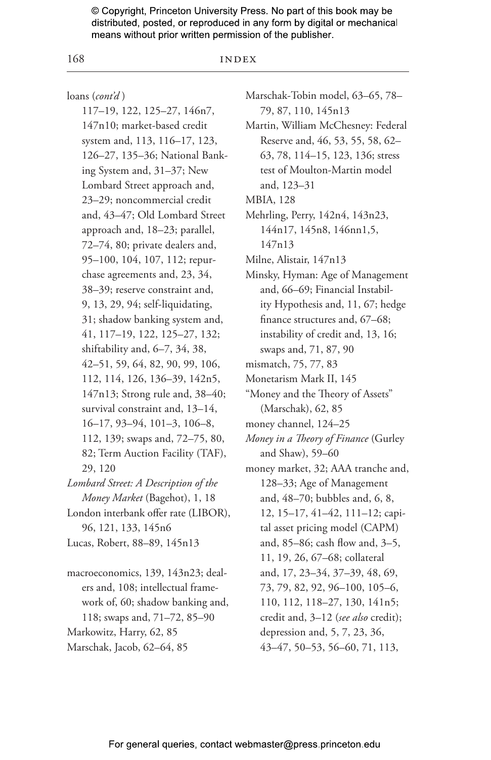loans (*cont'd*)
117–19, 122, 125–27, 146n7, 147n10; market-based credit system and, 113, 116–17, 123, 126–27, 135–36; National Banking System and, 31–37; New Lombard Street approach and, 23–29; noncommercial credit and, 43–47; Old Lombard Street approach and, 18–23; parallel, 72–74, 80; private dealers and, 95–100, 104, 107, 112; repurchase agreements and, 23, 34, 38–39; reserve constraint and, 9, 13, 29, 94; self-liquidating, 31; shadow banking system and, 41, 117–19, 122, 125–27, 132; shiftability and, 6–7, 34, 38, 42–51, 59, 64, 82, 90, 99, 106, 112, 114, 126, 136–39, 142n5, 147n13; Strong rule and, 38–40; survival constraint and, 13–14, 16–17, 93–94, 101–3, 106–8, 112, 139; swaps and, 72–75, 80, 82; Term Auction Facility (TAF), 29, 120

*Lombard Street: A Description of the Money Market* (Bagehot), 1, 18

London interbank offer rate (LIBOR), 96, 121, 133, 145n6

Lucas, Robert, 88–89, 145n13

macroeconomics, 139, 143n23; dealers and, 108; intellectual framework of, 60; shadow banking and, 118; swaps and, 71–72, 85–90

Markowitz, Harry, 62, 85

Marschak, Jacob, 62–64, 85

Marschak-Tobin model, 63–65, 78–79, 87, 110, 145n13

Martin, William McChesney: Federal Reserve and, 46, 53, 55, 58, 62–63, 78, 114–15, 123, 136; stress test of Moulton-Martin model and, 123–31

MBIA, 128

Mehrling, Perry, 142n4, 143n23, 144n17, 145n8, 146nn1,5, 147n13

Milne, Alistair, 147n13

Minsky, Hyman: Age of Management and, 66–69; Financial Instability Hypothesis and, 11, 67; hedge finance structures and, 67–68; instability of credit and, 13, 16; swaps and, 71, 87, 90

mismatch, 75, 77, 83

Monetarism Mark II, 145

"Money and the Theory of Assets" (Marschak), 62, 85

money channel, 124–25

*Money in a Theory of Finance* (Gurley and Shaw), 59–60

money market, 32; AAA tranche and, 128–33; Age of Management and, 48–70; bubbles and, 6, 8, 12, 15–17, 41–42, 111–12; capital asset pricing model (CAPM) and, 85–86; cash flow and, 3–5, 11, 19, 26, 67–68; collateral and, 17, 23–34, 37–39, 48, 69, 73, 79, 82, 92, 96–100, 105–6, 110, 112, 118–27, 130, 141n5; credit and, 3–12 (*see also* credit); depression and, 5, 7, 23, 36, 43–47, 50–53, 56–60, 71, 113,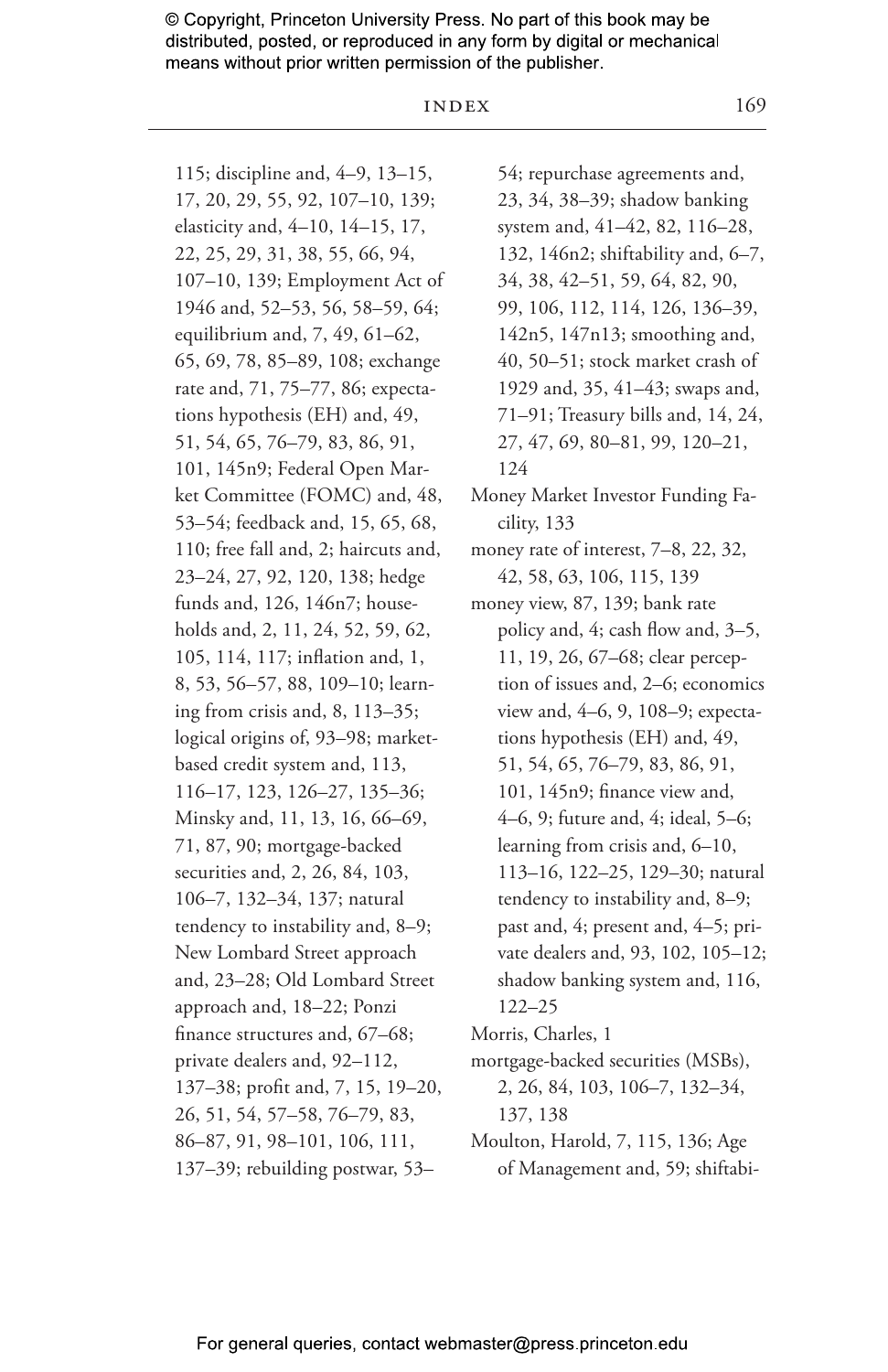115; discipline and, 4–9, 13–15, 17, 20, 29, 55, 92, 107–10, 139; elasticity and, 4–10, 14–15, 17, 22, 25, 29, 31, 38, 55, 66, 94, 107–10, 139; Employment Act of 1946 and, 52–53, 56, 58–59, 64; equilibrium and, 7, 49, 61–62, 65, 69, 78, 85–89, 108; exchange rate and, 71, 75–77, 86; expectations hypothesis (EH) and, 49, 51, 54, 65, 76–79, 83, 86, 91, 101, 145n9; Federal Open Market Committee (FOMC) and, 48, 53–54; feedback and, 15, 65, 68, 110; free fall and, 2; haircuts and, 23–24, 27, 92, 120, 138; hedge funds and, 126, 146n7; households and, 2, 11, 24, 52, 59, 62, 105, 114, 117; inflation and, 1, 8, 53, 56–57, 88, 109–10; learning from crisis and, 8, 113–35; logical origins of, 93–98; market-based credit system and, 113, 116–17, 123, 126–27, 135–36; Minsky and, 11, 13, 16, 66–69, 71, 87, 90; mortgage-backed securities and, 2, 26, 84, 103, 106–7, 132–34, 137; natural tendency to instability and, 8–9; New Lombard Street approach and, 23–28; Old Lombard Street approach and, 18–22; Ponzi finance structures and, 67–68; private dealers and, 92–112, 137–38; profit and, 7, 15, 19–20, 26, 51, 54, 57–58, 76–79, 83, 86–87, 91, 98–101, 106, 111, 137–39; rebuilding postwar, 53–54; repurchase agreements and, 23, 34, 38–39; shadow banking system and, 41–42, 82, 116–28, 132, 146n2; shiftability and, 6–7, 34, 38, 42–51, 59, 64, 82, 90, 99, 106, 112, 114, 126, 136–39, 142n5, 147n13; smoothing and, 40, 50–51; stock market crash of 1929 and, 35, 41–43; swaps and, 71–91; Treasury bills and, 14, 24, 27, 47, 69, 80–81, 99, 120–21, 124

Money Market Investor Funding Facility, 133

money rate of interest, 7–8, 22, 32, 42, 58, 63, 106, 115, 139

money view, 87, 139; bank rate policy and, 4; cash flow and, 3–5, 11, 19, 26, 67–68; clear perception of issues and, 2–6; economics view and, 4–6, 9, 108–9; expectations hypothesis (EH) and, 49, 51, 54, 65, 76–79, 83, 86, 91, 101, 145n9; finance view and, 4–6, 9; future and, 4; ideal, 5–6; learning from crisis and, 6–10, 113–16, 122–25, 129–30; natural tendency to instability and, 8–9; past and, 4; present and, 4–5; private dealers and, 93, 102, 105–12; shadow banking system and, 116, 122–25

Morris, Charles, 1

mortgage-backed securities (MSBs), 2, 26, 84, 103, 106–7, 132–34, 137, 138

Moulton, Harold, 7, 115, 136; Age of Management and, 59; shiftabi-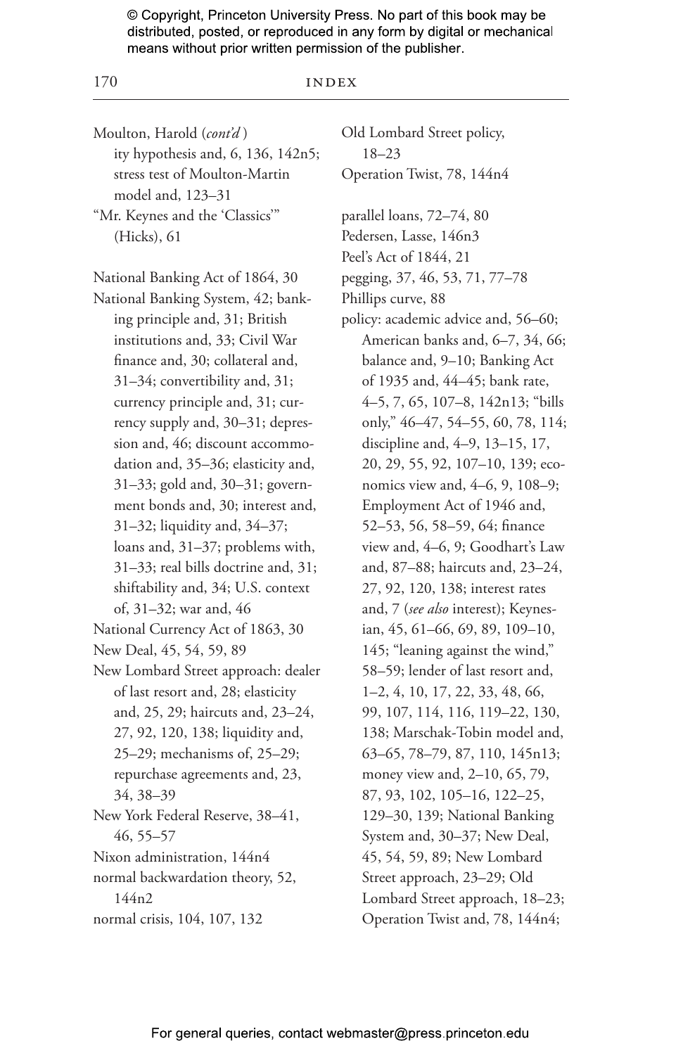Moulton, Harold (*cont'd*)
ity hypothesis and, 6, 136, 142n5; stress test of Moulton-Martin model and, 123–31

"Mr. Keynes and the 'Classics'" (Hicks), 61

National Banking Act of 1864, 30

National Banking System, 42; banking principle and, 31; British institutions and, 33; Civil War finance and, 30; collateral and, 31–34; convertibility and, 31; currency principle and, 31; currency supply and, 30–31; depression and, 46; discount accommodation and, 35–36; elasticity and, 31–33; gold and, 30–31; government bonds and, 30; interest and, 31–32; liquidity and, 34–37; loans and, 31–37; problems with, 31–33; real bills doctrine and, 31; shiftability and, 34; U.S. context of, 31–32; war and, 46

National Currency Act of 1863, 30

New Deal, 45, 54, 59, 89

New Lombard Street approach: dealer of last resort and, 28; elasticity and, 25, 29; haircuts and, 23–24, 27, 92, 120, 138; liquidity and, 25–29; mechanisms of, 25–29; repurchase agreements and, 23, 34, 38–39

New York Federal Reserve, 38–41, 46, 55–57

Nixon administration, 144n4

normal backwardation theory, 52, 144n2

normal crisis, 104, 107, 132

Old Lombard Street policy, 18–23

Operation Twist, 78, 144n4

parallel loans, 72–74, 80

Pedersen, Lasse, 146n3

Peel's Act of 1844, 21

pegging, 37, 46, 53, 71, 77–78

Phillips curve, 88

policy: academic advice and, 56–60; American banks and, 6–7, 34, 66; balance and, 9–10; Banking Act of 1935 and, 44–45; bank rate, 4–5, 7, 65, 107–8, 142n13; "bills only," 46–47, 54–55, 60, 78, 114; discipline and, 4–9, 13–15, 17, 20, 29, 55, 92, 107–10, 139; economics view and, 4–6, 9, 108–9; Employment Act of 1946 and, 52–53, 56, 58–59, 64; finance view and, 4–6, 9; Goodhart's Law and, 87–88; haircuts and, 23–24, 27, 92, 120, 138; interest rates and, 7 (*see also* interest); Keynesian, 45, 61–66, 69, 89, 109–10, 145; "leaning against the wind," 58–59; lender of last resort and, 1–2, 4, 10, 17, 22, 33, 48, 66, 99, 107, 114, 116, 119–22, 130, 138; Marschak-Tobin model and, 63–65, 78–79, 87, 110, 145n13; money view and, 2–10, 65, 79, 87, 93, 102, 105–16, 122–25, 129–30, 139; National Banking System and, 30–37; New Deal, 45, 54, 59, 89; New Lombard Street approach, 23–29; Old Lombard Street approach, 18–23; Operation Twist and, 78, 144n4;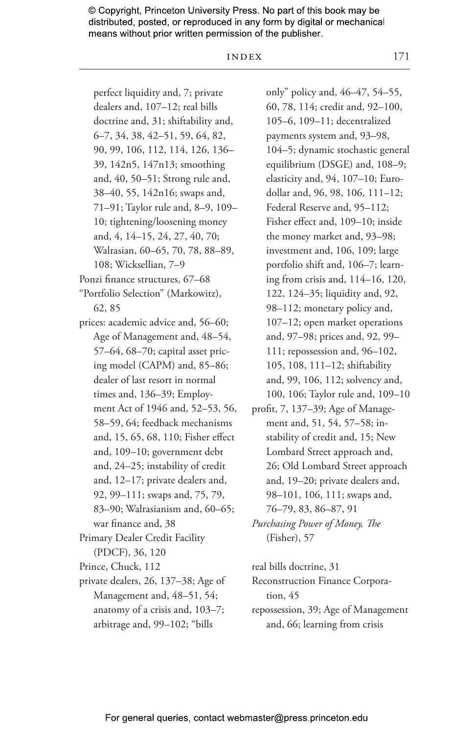perfect liquidity and, 7; private dealers and, 107–12; real bills doctrine and, 31; shiftability and, 6–7, 34, 38, 42–51, 59, 64, 82, 90, 99, 106, 112, 114, 126, 136–39, 142n5, 147n13; smoothing and, 40, 50–51; Strong rule and, 38–40, 55, 142n16; swaps and, 71–91; Taylor rule and, 8–9, 109–10; tightening/loosening money and, 4, 14–15, 24, 27, 40, 70; Walrasian, 60–65, 70, 78, 88–89, 108; Wicksellian, 7–9

Ponzi finance structures, 67–68

"Portfolio Selection" (Markowitz), 62, 85

prices: academic advice and, 56–60; Age of Management and, 48–54, 57–64, 68–70; capital asset pricing model (CAPM) and, 85–86; dealer of last resort in normal times and, 136–39; Employment Act of 1946 and, 52–53, 56, 58–59, 64; feedback mechanisms and, 15, 65, 68, 110; Fisher effect and, 109–10; government debt and, 24–25; instability of credit and, 12–17; private dealers and, 92, 99–111; swaps and, 75, 79, 83–90; Walrasianism and, 60–65; war finance and, 38

Primary Dealer Credit Facility (PDCF), 36, 120

Prince, Chuck, 112

private dealers, 26, 137–38; Age of Management and, 48–51, 54; anatomy of a crisis and, 103–7; arbitrage and, 99–102; "bills only" policy and, 46–47, 54–55, 60, 78, 114; credit and, 92–100, 105–6, 109–11; decentralized payments system and, 93–98, 104–5; dynamic stochastic general equilibrium (DSGE) and, 108–9; elasticity and, 94, 107–10; Eurodollar and, 96, 98, 106, 111–12; Federal Reserve and, 95–112; Fisher effect and, 109–10; inside the money market and, 93–98; investment and, 106, 109; large portfolio shift and, 106–7; learning from crisis and, 114–16, 120, 122, 124–35; liquidity and, 92, 98–112; monetary policy and, 107–12; open market operations and, 97–98; prices and, 92, 99–111; repossession and, 96–102, 105, 108, 111–12; shiftability and, 99, 106, 112; solvency and, 100, 106; Taylor rule and, 109–10

profit, 7, 137–39; Age of Management and, 51, 54, 57–58; instability of credit and, 15; New Lombard Street approach and, 26; Old Lombard Street approach and, 19–20; private dealers and, 98–101, 106, 111; swaps and, 76–79, 83, 86–87, 91

*Purchasing Power of Money, The* (Fisher), 57

real bills doctrine, 31

Reconstruction Finance Corporation, 45

repossession, 39; Age of Management and, 66; learning from crisis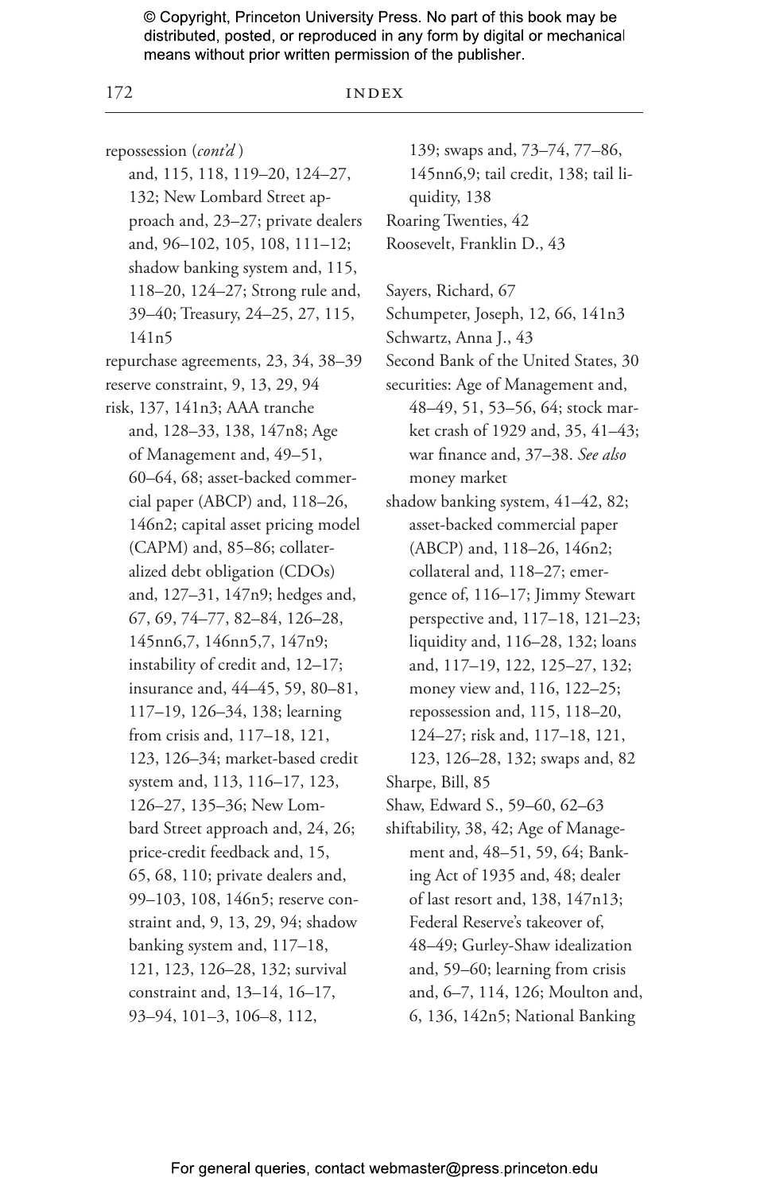repossession (*cont'd*)
  and, 115, 118, 119–20, 124–27, 132; New Lombard Street approach and, 23–27; private dealers and, 96–102, 105, 108, 111–12; shadow banking system and, 115, 118–20, 124–27; Strong rule and, 39–40; Treasury, 24–25, 27, 115, 141n5
repurchase agreements, 23, 34, 38–39
reserve constraint, 9, 13, 29, 94
risk, 137, 141n3; AAA tranche and, 128–33, 138, 147n8; Age of Management and, 49–51, 60–64, 68; asset-backed commercial paper (ABCP) and, 118–26, 146n2; capital asset pricing model (CAPM) and, 85–86; collateralized debt obligation (CDOs) and, 127–31, 147n9; hedges and, 67, 69, 74–77, 82–84, 126–28, 145nn6,7, 146nn5,7, 147n9; instability of credit and, 12–17; insurance and, 44–45, 59, 80–81, 117–19, 126–34, 138; learning from crisis and, 117–18, 121, 123, 126–34; market-based credit system and, 113, 116–17, 123, 126–27, 135–36; New Lombard Street approach and, 24, 26; price-credit feedback and, 15, 65, 68, 110; private dealers and, 99–103, 108, 146n5; reserve constraint and, 9, 13, 29, 94; shadow banking system and, 117–18, 121, 123, 126–28, 132; survival constraint and, 13–14, 16–17, 93–94, 101–3, 106–8, 112, 139; swaps and, 73–74, 77–86, 145nn6,9; tail credit, 138; tail liquidity, 138
Roaring Twenties, 42
Roosevelt, Franklin D., 43

Sayers, Richard, 67
Schumpeter, Joseph, 12, 66, 141n3
Schwartz, Anna J., 43
Second Bank of the United States, 30
securities: Age of Management and, 48–49, 51, 53–56, 64; stock market crash of 1929 and, 35, 41–43; war finance and, 37–38. *See also* money market
shadow banking system, 41–42, 82; asset-backed commercial paper (ABCP) and, 118–26, 146n2; collateral and, 118–27; emergence of, 116–17; Jimmy Stewart perspective and, 117–18, 121–23; liquidity and, 116–28, 132; loans and, 117–19, 122, 125–27, 132; money view and, 116, 122–25; repossession and, 115, 118–20, 124–27; risk and, 117–18, 121, 123, 126–28, 132; swaps and, 82
Sharpe, Bill, 85
Shaw, Edward S., 59–60, 62–63
shiftability, 38, 42; Age of Management and, 48–51, 59, 64; Banking Act of 1935 and, 48; dealer of last resort and, 138, 147n13; Federal Reserve's takeover of, 48–49; Gurley-Shaw idealization and, 59–60; learning from crisis and, 6–7, 114, 126; Moulton and, 6, 136, 142n5; National Banking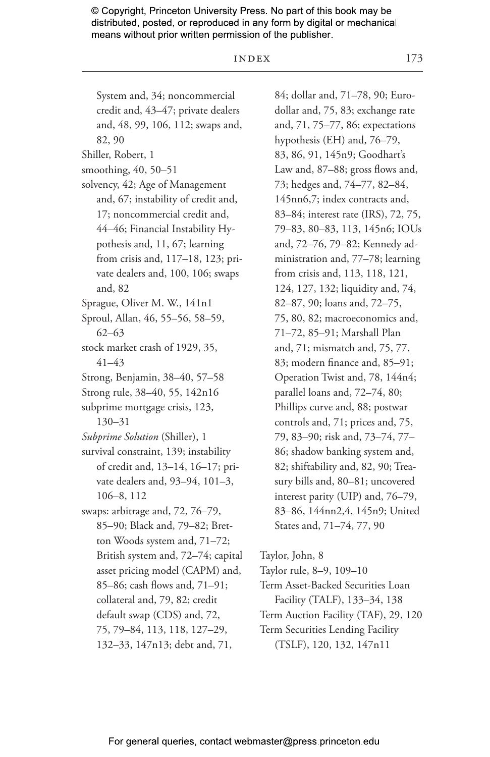System and, 34; noncommercial credit and, 43–47; private dealers and, 48, 99, 106, 112; swaps and, 82, 90

Shiller, Robert, 1

smoothing, 40, 50–51

solvency, 42; Age of Management and, 67; instability of credit and, 17; noncommercial credit and, 44–46; Financial Instability Hypothesis and, 11, 67; learning from crisis and, 117–18, 123; private dealers and, 100, 106; swaps and, 82

Sprague, Oliver M. W., 141n1

Sproul, Allan, 46, 55–56, 58–59, 62–63

stock market crash of 1929, 35, 41–43

Strong, Benjamin, 38–40, 57–58

Strong rule, 38–40, 55, 142n16

subprime mortgage crisis, 123, 130–31

*Subprime Solution* (Shiller), 1

survival constraint, 139; instability of credit and, 13–14, 16–17; private dealers and, 93–94, 101–3, 106–8, 112

swaps: arbitrage and, 72, 76–79, 85–90; Black and, 79–82; Bretton Woods system and, 71–72; British system and, 72–74; capital asset pricing model (CAPM) and, 85–86; cash flows and, 71–91; collateral and, 79, 82; credit default swap (CDS) and, 72, 75, 79–84, 113, 118, 127–29, 132–33, 147n13; debt and, 71, 84; dollar and, 71–78, 90; Eurodollar and, 75, 83; exchange rate and, 71, 75–77, 86; expectations hypothesis (EH) and, 76–79, 83, 86, 91, 145n9; Goodhart's Law and, 87–88; gross flows and, 73; hedges and, 74–77, 82–84, 145nn6,7; index contracts and, 83–84; interest rate (IRS), 72, 75, 79–83, 80–83, 113, 145n6; IOUs and, 72–76, 79–82; Kennedy administration and, 77–78; learning from crisis and, 113, 118, 121, 124, 127, 132; liquidity and, 74, 82–87, 90; loans and, 72–75, 75, 80, 82; macroeconomics and, 71–72, 85–91; Marshall Plan and, 71; mismatch and, 75, 77, 83; modern finance and, 85–91; Operation Twist and, 78, 144n4; parallel loans and, 72–74, 80; Phillips curve and, 88; postwar controls and, 71; prices and, 75, 79, 83–90; risk and, 73–74, 77–86; shadow banking system and, 82; shiftability and, 82, 90; Treasury bills and, 80–81; uncovered interest parity (UIP) and, 76–79, 83–86, 144nn2,4, 145n9; United States and, 71–74, 77, 90

Taylor, John, 8

Taylor rule, 8–9, 109–10

Term Asset-Backed Securities Loan Facility (TALF), 133–34, 138

Term Auction Facility (TAF), 29, 120

Term Securities Lending Facility (TSLF), 120, 132, 147n11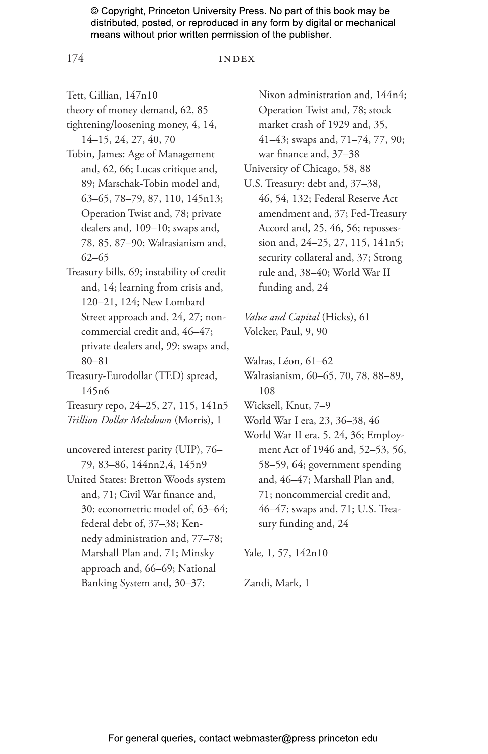Tett, Gillian, 147n10
theory of money demand, 62, 85
tightening/loosening money, 4, 14, 14–15, 24, 27, 40, 70
Tobin, James: Age of Management and, 62, 66; Lucas critique and, 89; Marschak-Tobin model and, 63–65, 78–79, 87, 110, 145n13; Operation Twist and, 78; private dealers and, 109–10; swaps and, 78, 85, 87–90; Walrasianism and, 62–65
Treasury bills, 69; instability of credit and, 14; learning from crisis and, 120–21, 124; New Lombard Street approach and, 24, 27; noncommercial credit and, 46–47; private dealers and, 99; swaps and, 80–81
Treasury-Eurodollar (TED) spread, 145n6
Treasury repo, 24–25, 27, 115, 141n5
*Trillion Dollar Meltdown* (Morris), 1

uncovered interest parity (UIP), 76–79, 83–86, 144nn2,4, 145n9
United States: Bretton Woods system and, 71; Civil War finance and, 30; econometric model of, 63–64; federal debt of, 37–38; Kennedy administration and, 77–78; Marshall Plan and, 71; Minsky approach and, 66–69; National Banking System and, 30–37; Nixon administration and, 144n4; Operation Twist and, 78; stock market crash of 1929 and, 35, 41–43; swaps and, 71–74, 77, 90; war finance and, 37–38
University of Chicago, 58, 88
U.S. Treasury: debt and, 37–38, 46, 54, 132; Federal Reserve Act amendment and, 37; Fed-Treasury Accord and, 25, 46, 56; repossession and, 24–25, 27, 115, 141n5; security collateral and, 37; Strong rule and, 38–40; World War II funding and, 24

*Value and Capital* (Hicks), 61
Volcker, Paul, 9, 90

Walras, Léon, 61–62
Walrasianism, 60–65, 70, 78, 88–89, 108
Wicksell, Knut, 7–9
World War I era, 23, 36–38, 46
World War II era, 5, 24, 36; Employment Act of 1946 and, 52–53, 56, 58–59, 64; government spending and, 46–47; Marshall Plan and, 71; noncommercial credit and, 46–47; swaps and, 71; U.S. Treasury funding and, 24

Yale, 1, 57, 142n10

Zandi, Mark, 1